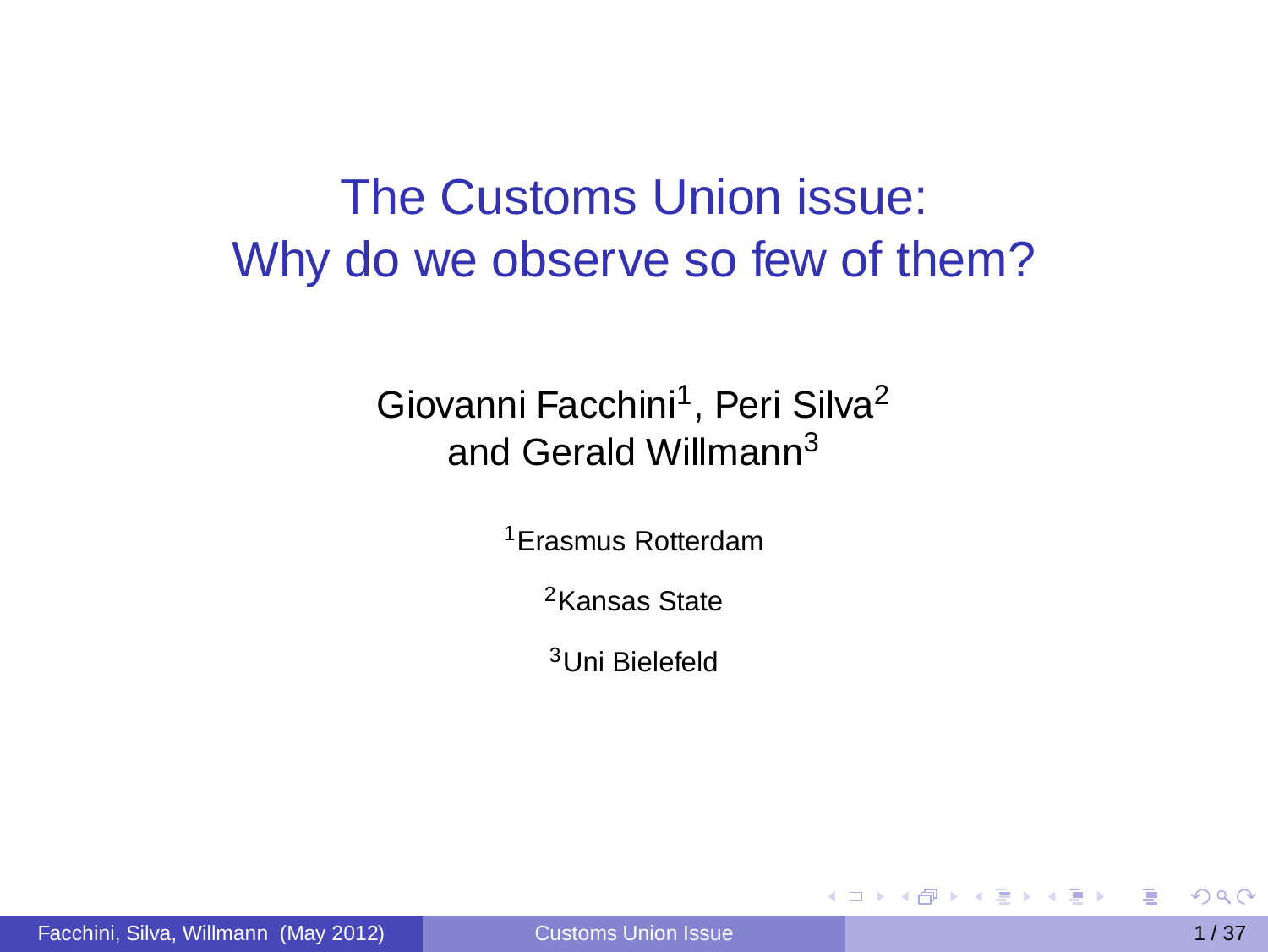# The Customs Union issue: Why do we observe so few of them?

Giovanni Facchini[1], Peri Silva[2] and Gerald Willmann[3]

[1]Erasmus Rotterdam

[2]Kansas State

[3]Uni Bielefeld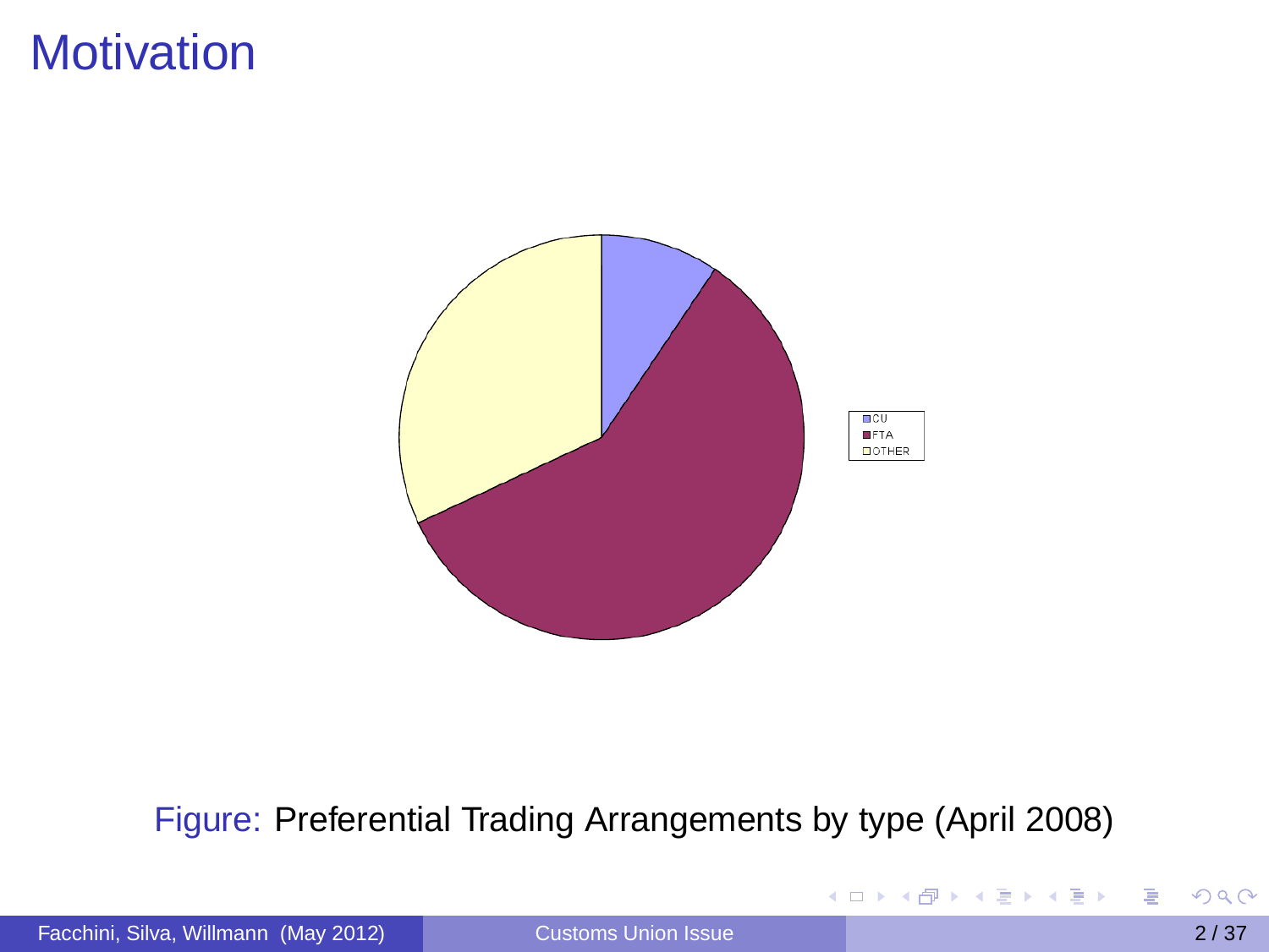# Motivation

CU
FTA
OTHER

Figure: Preferential Trading Arrangements by type (April 2008)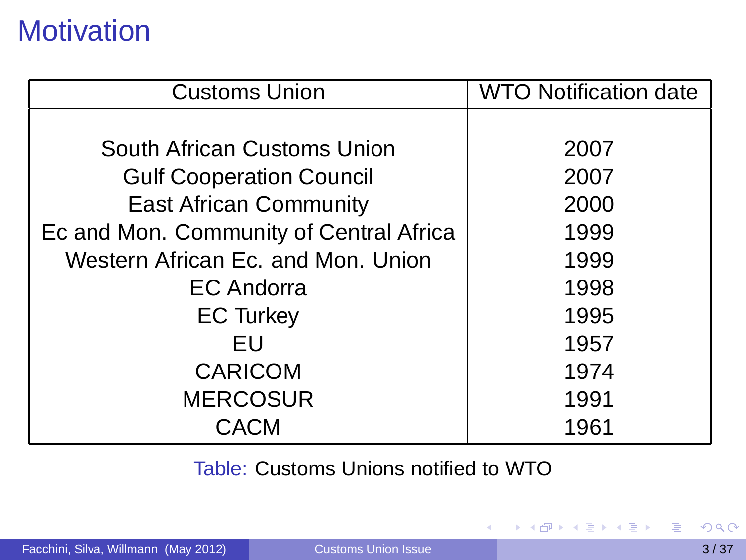# Motivation

| Customs Union | WTO Notification date |
| --- | --- |
| South African Customs Union | 2007 |
| Gulf Cooperation Council | 2007 |
| East African Community | 2000 |
| Ec and Mon. Community of Central Africa | 1999 |
| Western African Ec. and Mon. Union | 1999 |
| EC Andorra | 1998 |
| EC Turkey | 1995 |
| EU | 1957 |
| CARICOM | 1974 |
| MERCOSUR | 1991 |
| CACM | 1961 |

Table: Customs Unions notified to WTO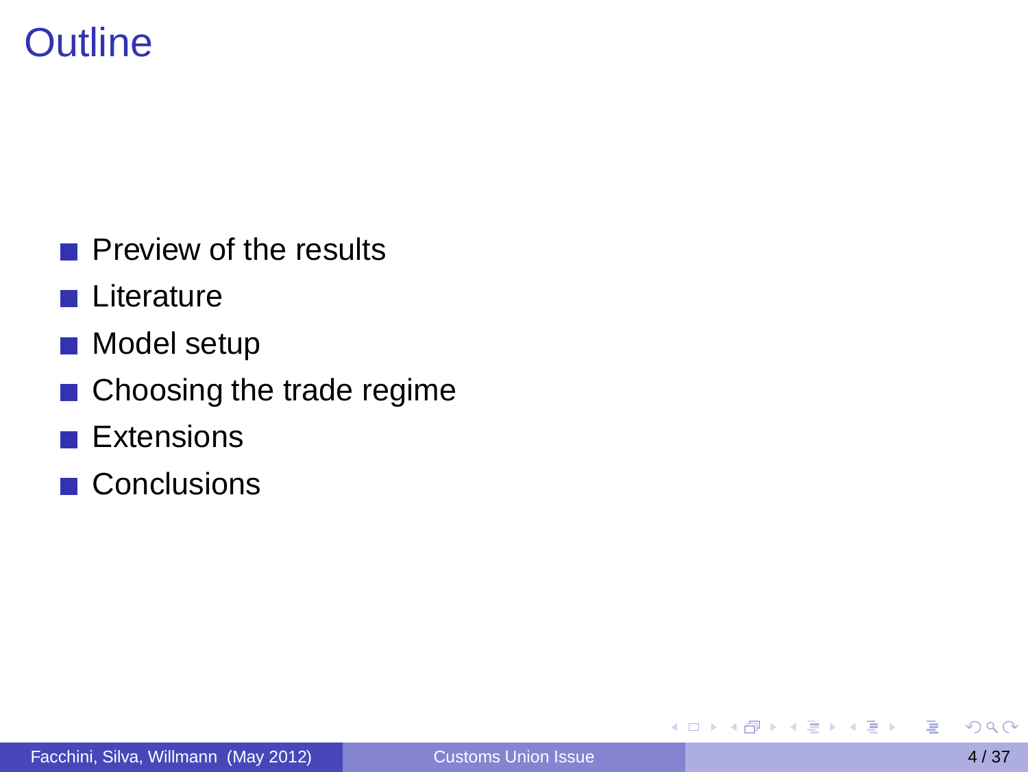# Outline

- Preview of the results
- Literature
- Model setup
- Choosing the trade regime
- Extensions
- Conclusions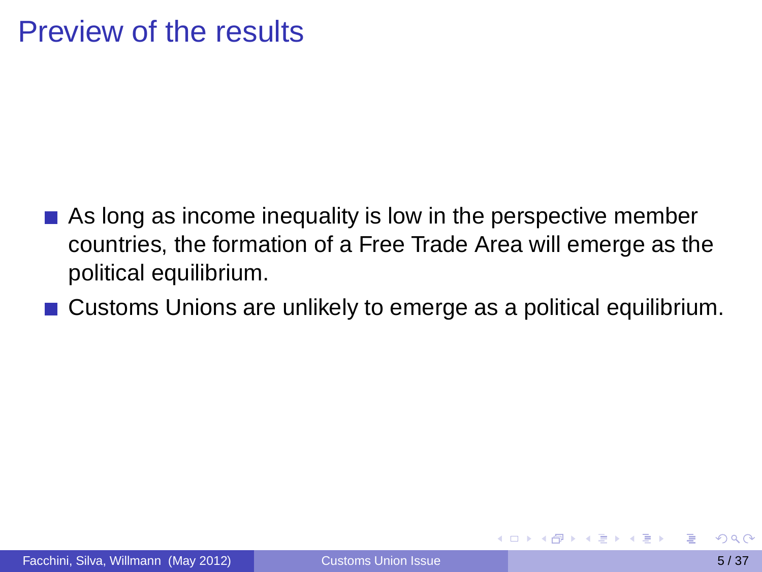# Preview of the results

- As long as income inequality is low in the perspective member countries, the formation of a Free Trade Area will emerge as the political equilibrium.
- Customs Unions are unlikely to emerge as a political equilibrium.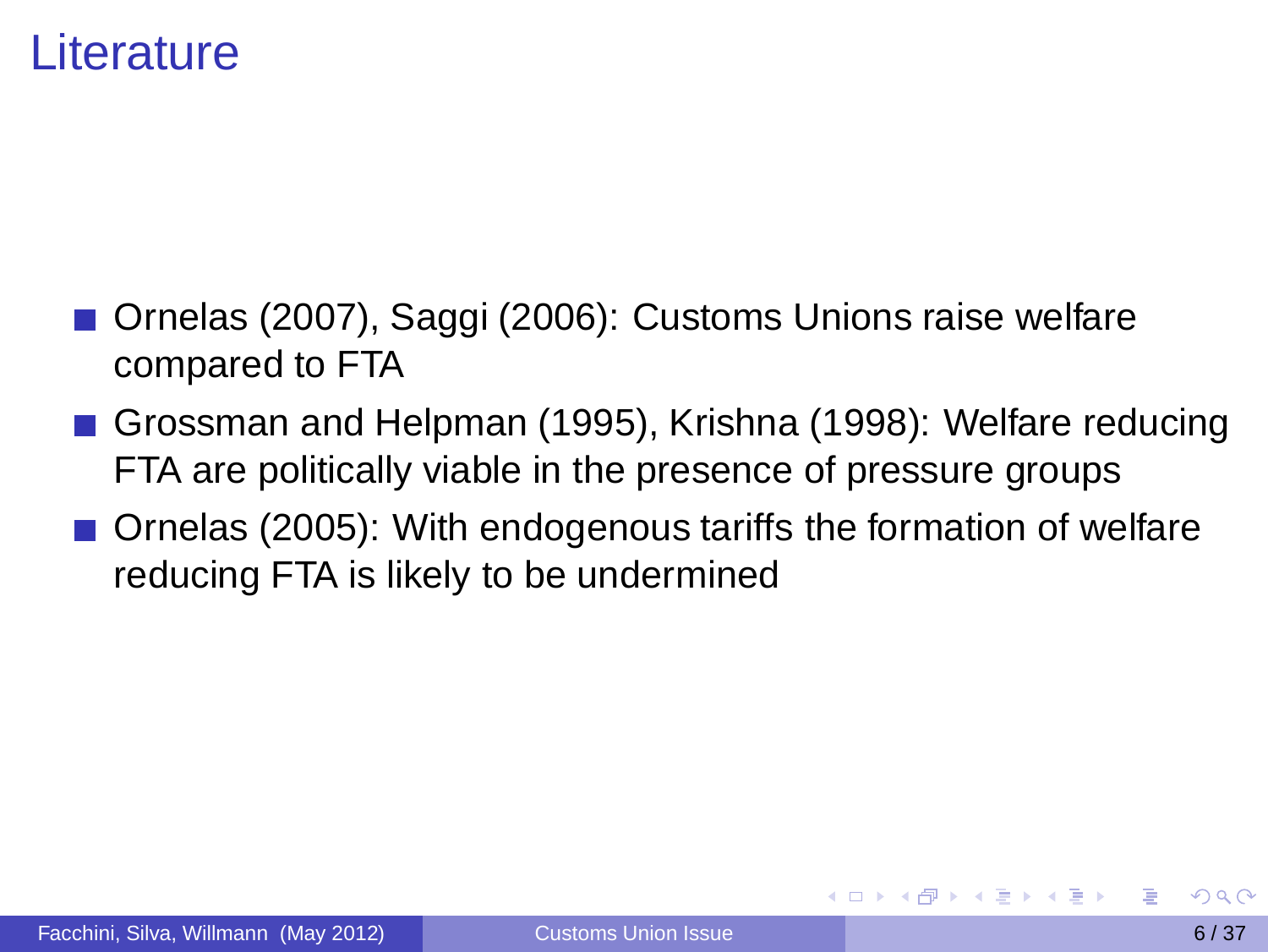# Literature

- Ornelas (2007), Saggi (2006): Customs Unions raise welfare compared to FTA
- Grossman and Helpman (1995), Krishna (1998): Welfare reducing FTA are politically viable in the presence of pressure groups
- Ornelas (2005): With endogenous tariffs the formation of welfare reducing FTA is likely to be undermined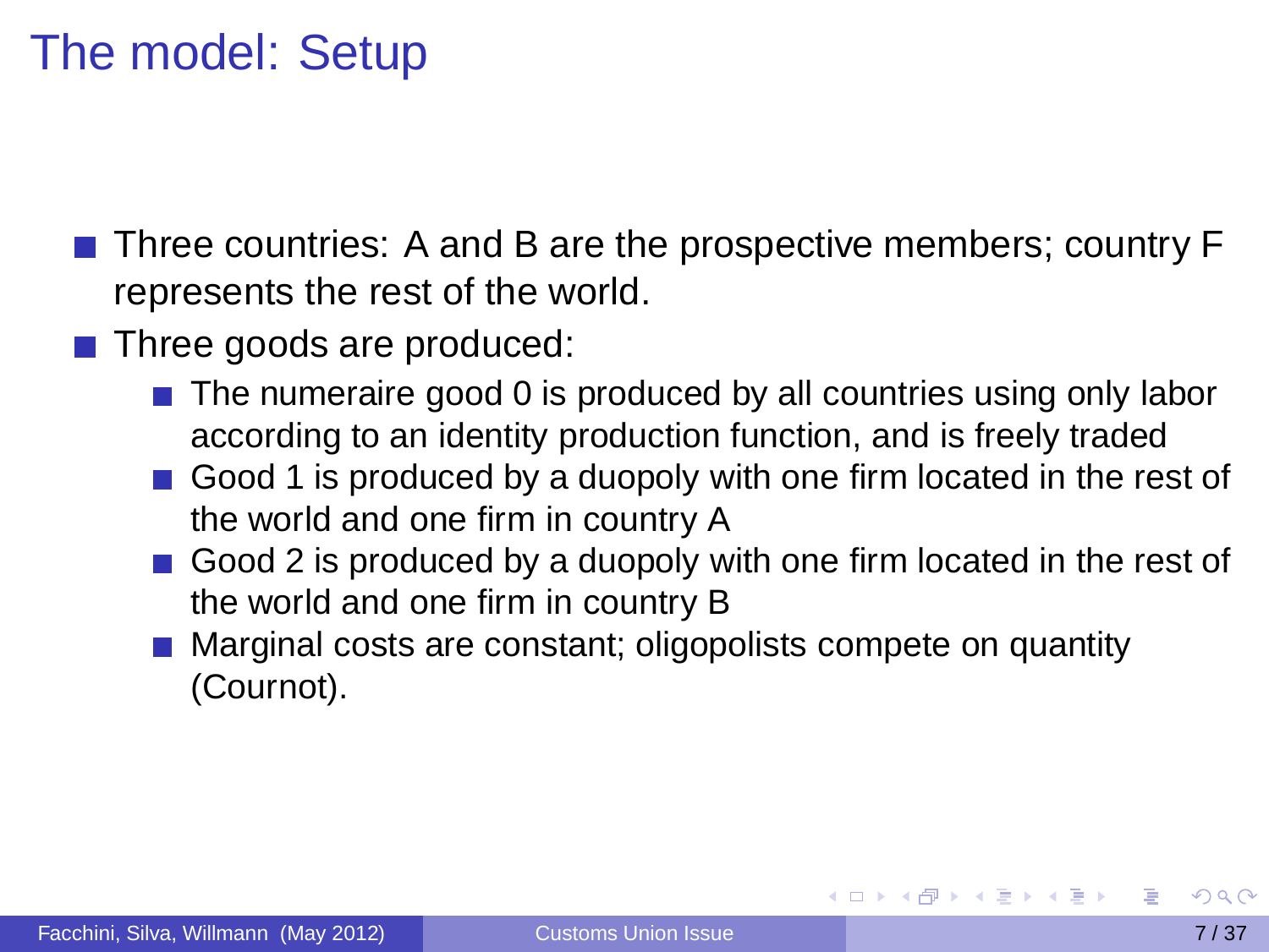# The model: Setup

- Three countries: A and B are the prospective members; country F represents the rest of the world.
- Three goods are produced:
  - The numeraire good 0 is produced by all countries using only labor according to an identity production function, and is freely traded
  - Good 1 is produced by a duopoly with one firm located in the rest of the world and one firm in country A
  - Good 2 is produced by a duopoly with one firm located in the rest of the world and one firm in country B
  - Marginal costs are constant; oligopolists compete on quantity (Cournot).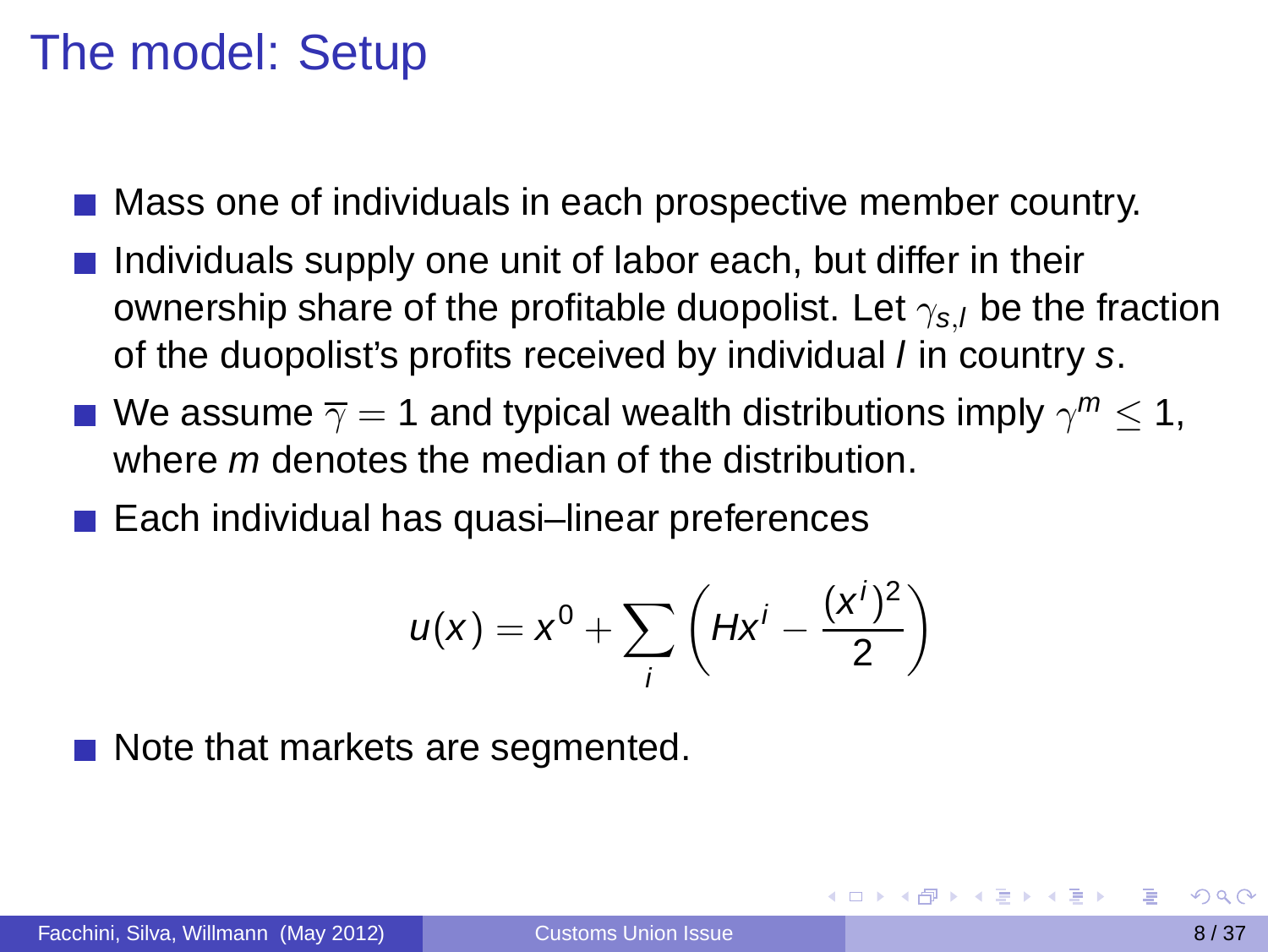# The model: Setup

- Mass one of individuals in each prospective member country.
- Individuals supply one unit of labor each, but differ in their ownership share of the profitable duopolist. Let $\gamma_{s,l}$ be the fraction of the duopolist's profits received by individual $l$ in country $s$.
- We assume $\overline{\gamma} = 1$ and typical wealth distributions imply $\gamma^m \leq 1$, where $m$ denotes the median of the distribution.
- Each individual has quasi–linear preferences

$$u(x) = x^0 + \sum_i \left( Hx^i - \frac{(x^i)^2}{2} \right)$$

- Note that markets are segmented.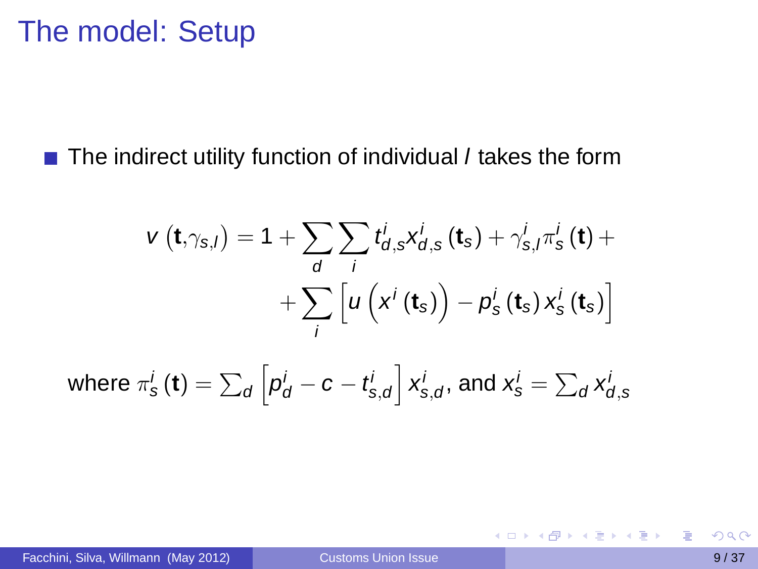# The model: Setup

- The indirect utility function of individual $l$ takes the form

$$v\left(\mathbf{t},\gamma_{s,l}\right) = 1 + \sum_d \sum_i t^i_{d,s} x^i_{d,s}\left(\mathbf{t}_s\right) + \gamma^i_{s,l}\pi^i_s\left(\mathbf{t}\right) + \\ + \sum_i \left[u\left(x^i\left(\mathbf{t}_s\right)\right) - p^i_s\left(\mathbf{t}_s\right) x^i_s\left(\mathbf{t}_s\right)\right]$$

where $\pi^i_s\left(\mathbf{t}\right) = \sum_d \left[p^i_d - c - t^i_{s,d}\right] x^i_{s,d}$, and $x^i_s = \sum_d x^i_{d,s}$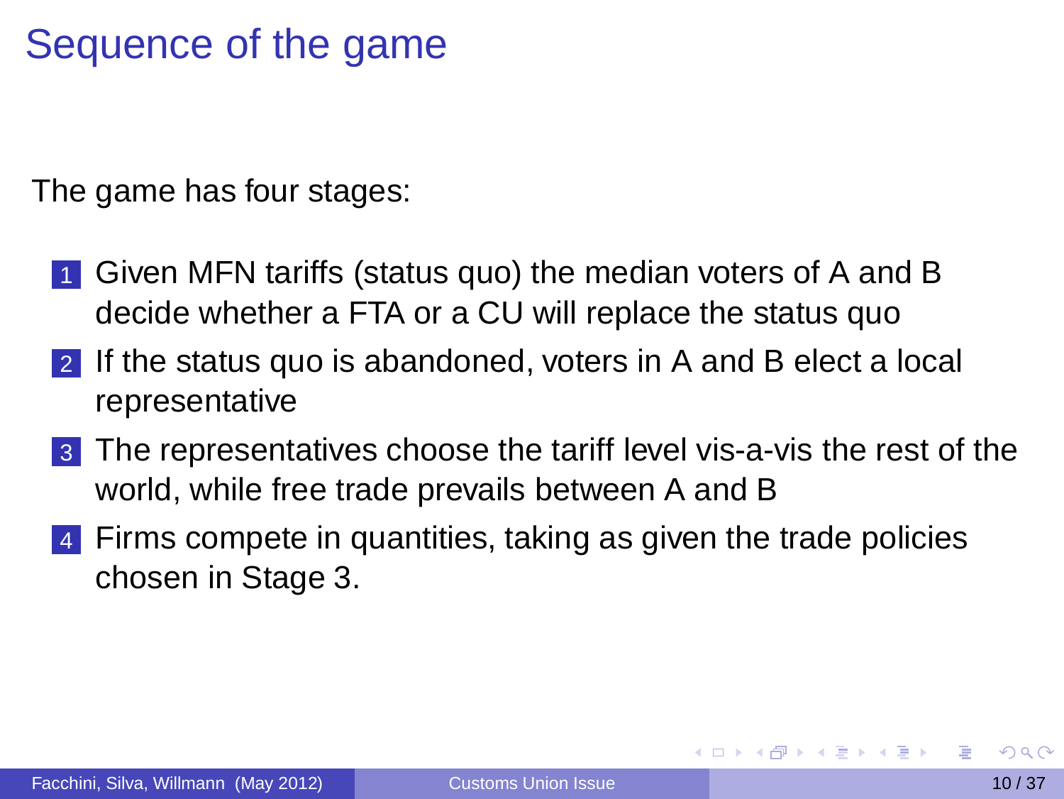# Sequence of the game

The game has four stages:

1. Given MFN tariffs (status quo) the median voters of A and B decide whether a FTA or a CU will replace the status quo
2. If the status quo is abandoned, voters in A and B elect a local representative
3. The representatives choose the tariff level vis-a-vis the rest of the world, while free trade prevails between A and B
4. Firms compete in quantities, taking as given the trade policies chosen in Stage 3.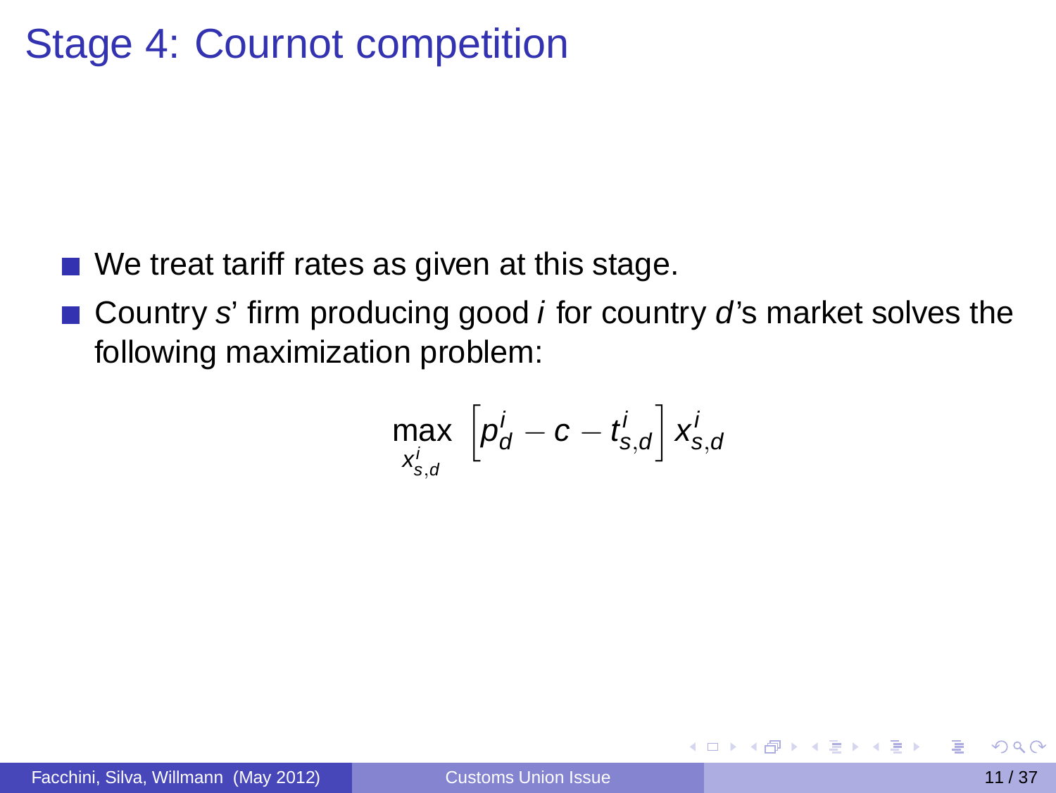# Stage 4: Cournot competition

- We treat tariff rates as given at this stage.
- Country $s$' firm producing good $i$ for country $d$'s market solves the following maximization problem:

$$\max_{x_{s,d}^i} \left[p_d^i - c - t_{s,d}^i\right] x_{s,d}^i$$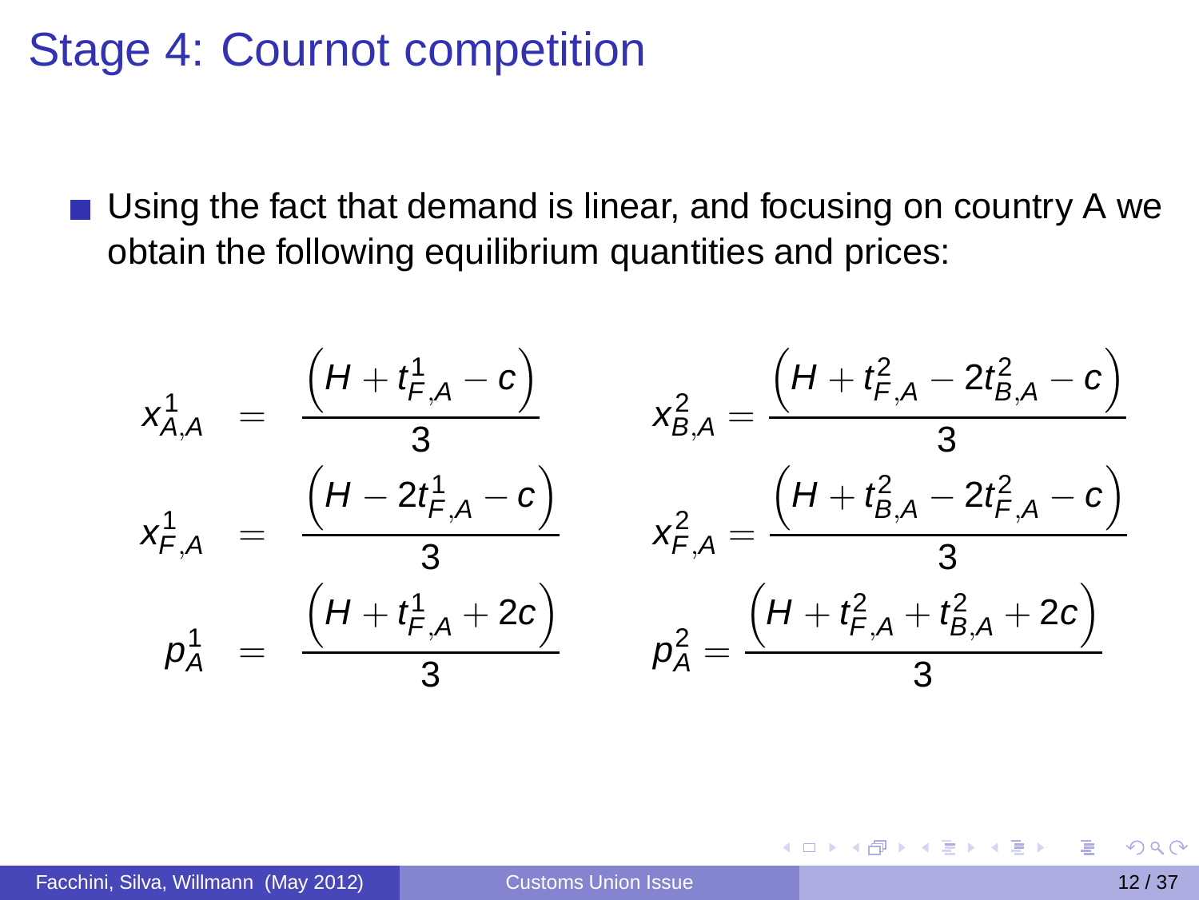# Stage 4: Cournot competition

- Using the fact that demand is linear, and focusing on country A we obtain the following equilibrium quantities and prices:

$$
\begin{aligned}
x^1_{A,A} &= \frac{\left(H + t^1_{F,A} - c\right)}{3} & \quad x^2_{B,A} &= \frac{\left(H + t^2_{F,A} - 2t^2_{B,A} - c\right)}{3} \\
x^1_{F,A} &= \frac{\left(H - 2t^1_{F,A} - c\right)}{3} & \quad x^2_{F,A} &= \frac{\left(H + t^2_{B,A} - 2t^2_{F,A} - c\right)}{3} \\
p^1_{A} &= \frac{\left(H + t^1_{F,A} + 2c\right)}{3} & \quad p^2_{A} &= \frac{\left(H + t^2_{F,A} + t^2_{B,A} + 2c\right)}{3}
\end{aligned}
$$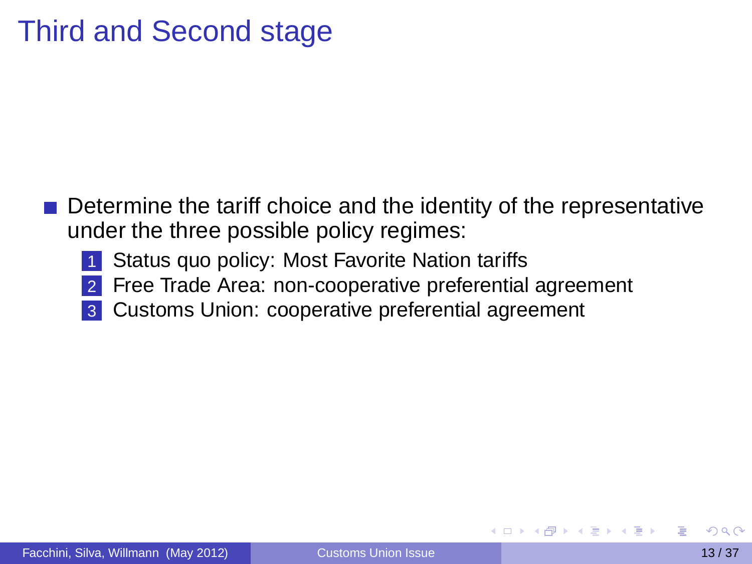# Third and Second stage

- Determine the tariff choice and the identity of the representative under the three possible policy regimes:
  1. Status quo policy: Most Favorite Nation tariffs
  2. Free Trade Area: non-cooperative preferential agreement
  3. Customs Union: cooperative preferential agreement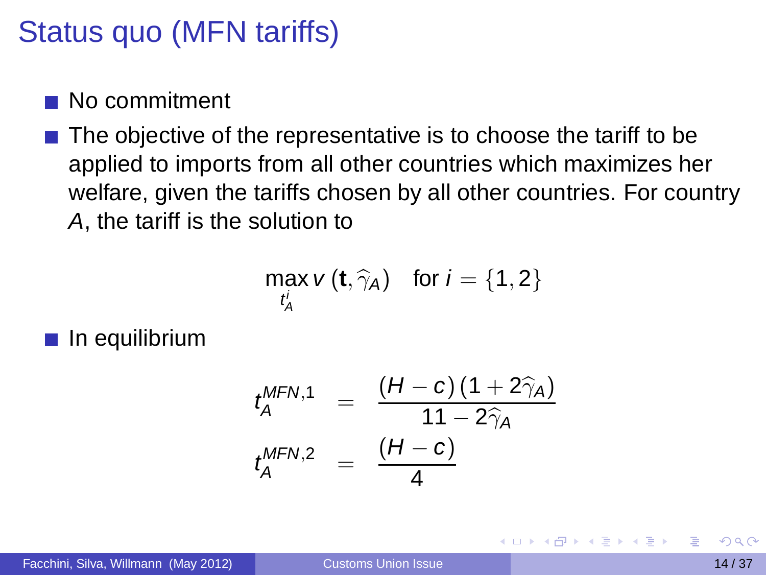# Status quo (MFN tariffs)

- No commitment
- The objective of the representative is to choose the tariff to be applied to imports from all other countries which maximizes her welfare, given the tariffs chosen by all other countries. For country $A$, the tariff is the solution to

$$\max_{t_A^i} v\left(\mathbf{t}, \widehat{\gamma}_A\right) \quad \text{for } i = \{1, 2\}$$

- In equilibrium

$$t_A^{MFN,1} = \frac{(H - c)(1 + 2\widehat{\gamma}_A)}{11 - 2\widehat{\gamma}_A}$$

$$t_A^{MFN,2} = \frac{(H - c)}{4}$$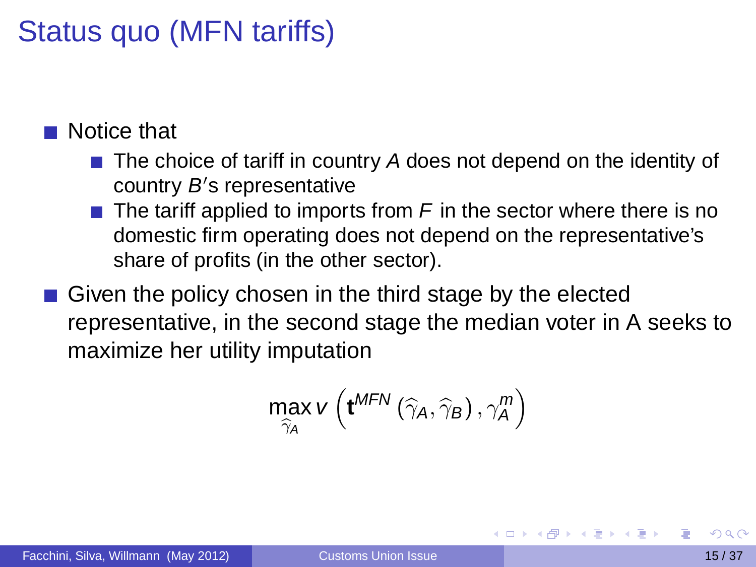# Status quo (MFN tariffs)

- Notice that
  - The choice of tariff in country $A$ does not depend on the identity of country $B'$s representative
  - The tariff applied to imports from $F$ in the sector where there is no domestic firm operating does not depend on the representative's share of profits (in the other sector).
- Given the policy chosen in the third stage by the elected representative, in the second stage the median voter in A seeks to maximize her utility imputation

$$\max_{\widehat{\gamma}_A} v\left(\mathbf{t}^{MFN}\left(\widehat{\gamma}_A, \widehat{\gamma}_B\right), \gamma_A^m\right)$$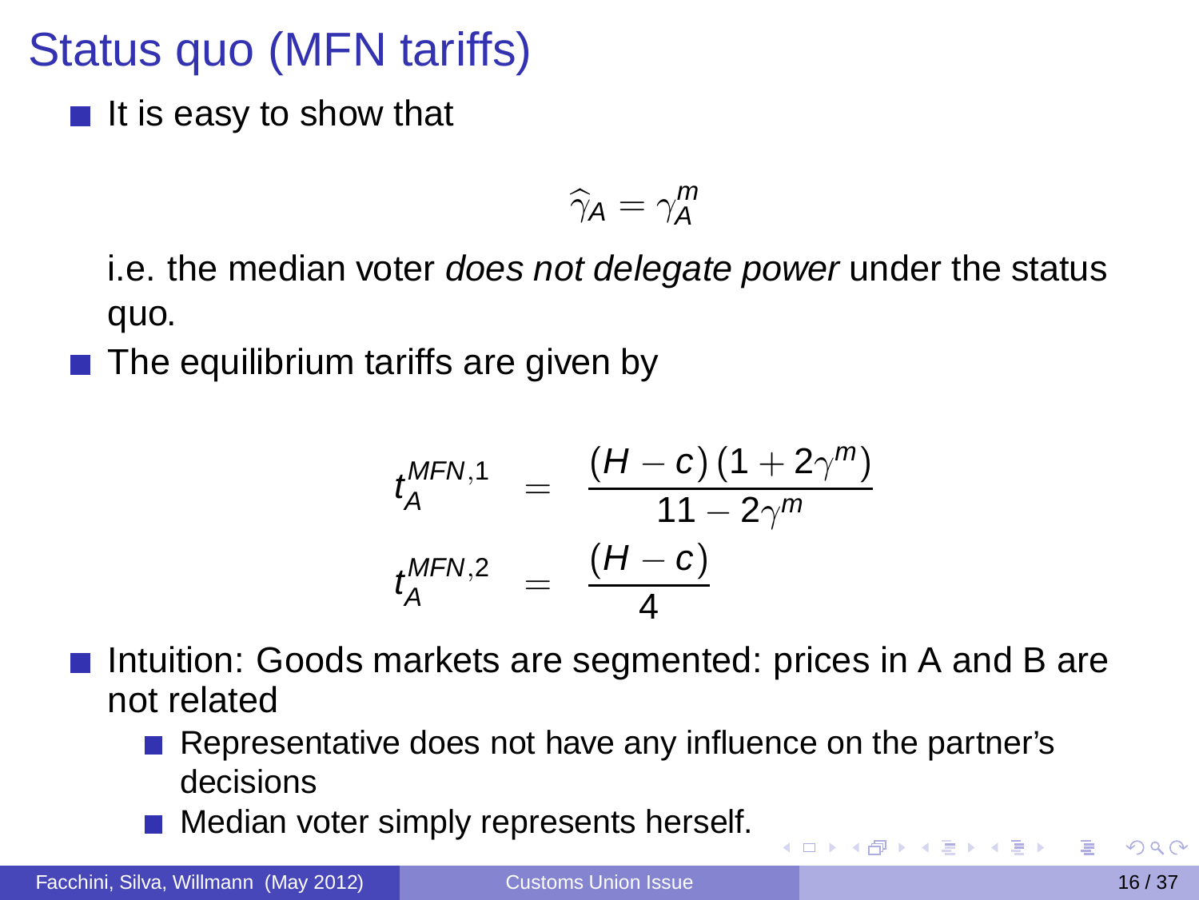# Status quo (MFN tariffs)

- It is easy to show that

$$\widehat{\gamma}_A = \gamma_A^m$$

  i.e. the median voter *does not delegate power* under the status quo.

- The equilibrium tariffs are given by

$$
\begin{aligned}
t_A^{MFN,1} &= \frac{(H-c)(1+2\gamma^m)}{11-2\gamma^m} \\
t_A^{MFN,2} &= \frac{(H-c)}{4}
\end{aligned}
$$

- Intuition: Goods markets are segmented: prices in A and B are not related
  - Representative does not have any influence on the partner's decisions
  - Median voter simply represents herself.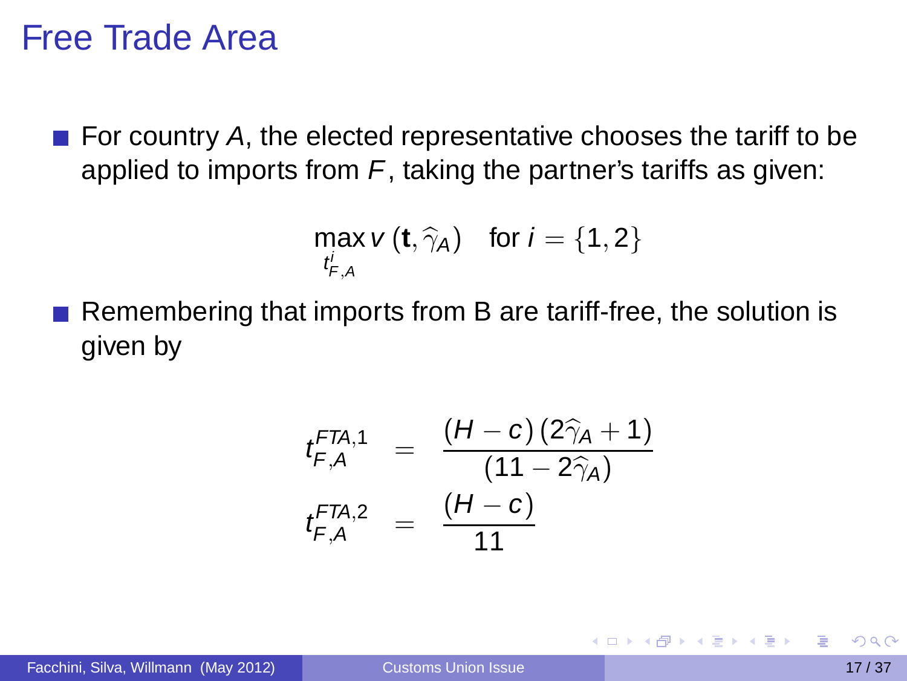# Free Trade Area

- For country $A$, the elected representative chooses the tariff to be applied to imports from $F$, taking the partner's tariffs as given:

$$\max_{t^i_{F,A}} v\left(\mathbf{t}, \widehat{\gamma}_A\right) \quad \text{for } i = \{1, 2\}$$

- Remembering that imports from B are tariff-free, the solution is given by

$$t^{FTA,1}_{F,A} = \frac{(H-c)\left(2\widehat{\gamma}_A + 1\right)}{\left(11 - 2\widehat{\gamma}_A\right)}$$

$$t^{FTA,2}_{F,A} = \frac{(H-c)}{11}$$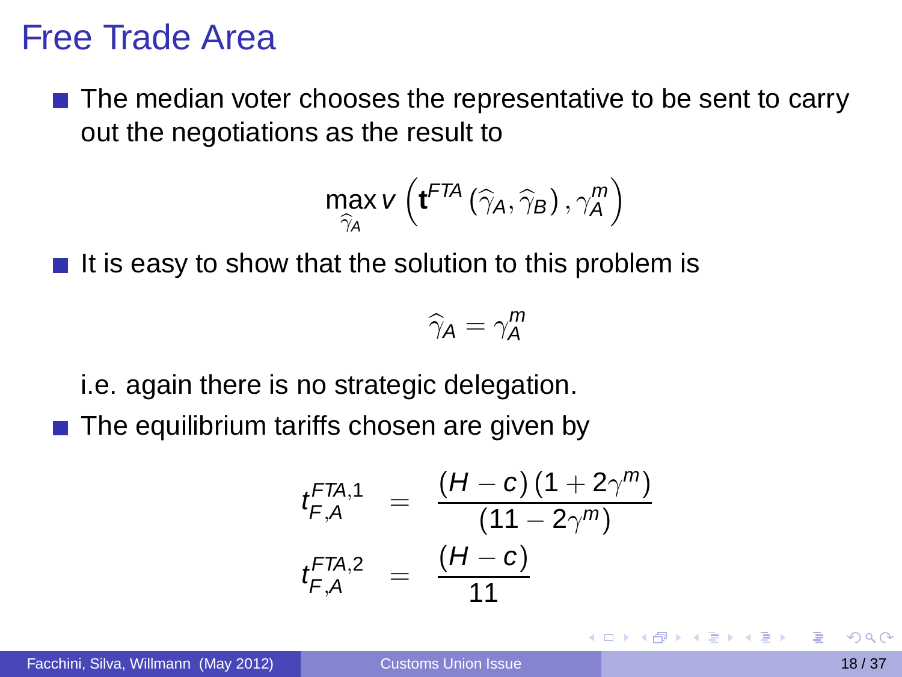# Free Trade Area

- The median voter chooses the representative to be sent to carry out the negotiations as the result to

$$\max_{\widehat{\gamma}_A} v\left(\mathbf{t}^{FTA}\left(\widehat{\gamma}_A, \widehat{\gamma}_B\right), \gamma_A^m\right)$$

- It is easy to show that the solution to this problem is

$$\widehat{\gamma}_A = \gamma_A^m$$

  i.e. again there is no strategic delegation.

- The equilibrium tariffs chosen are given by

$$\begin{aligned}
t_{F,A}^{FTA,1} &= \frac{(H-c)\left(1+2\gamma^m\right)}{\left(11-2\gamma^m\right)} \\
t_{F,A}^{FTA,2} &= \frac{(H-c)}{11}
\end{aligned}$$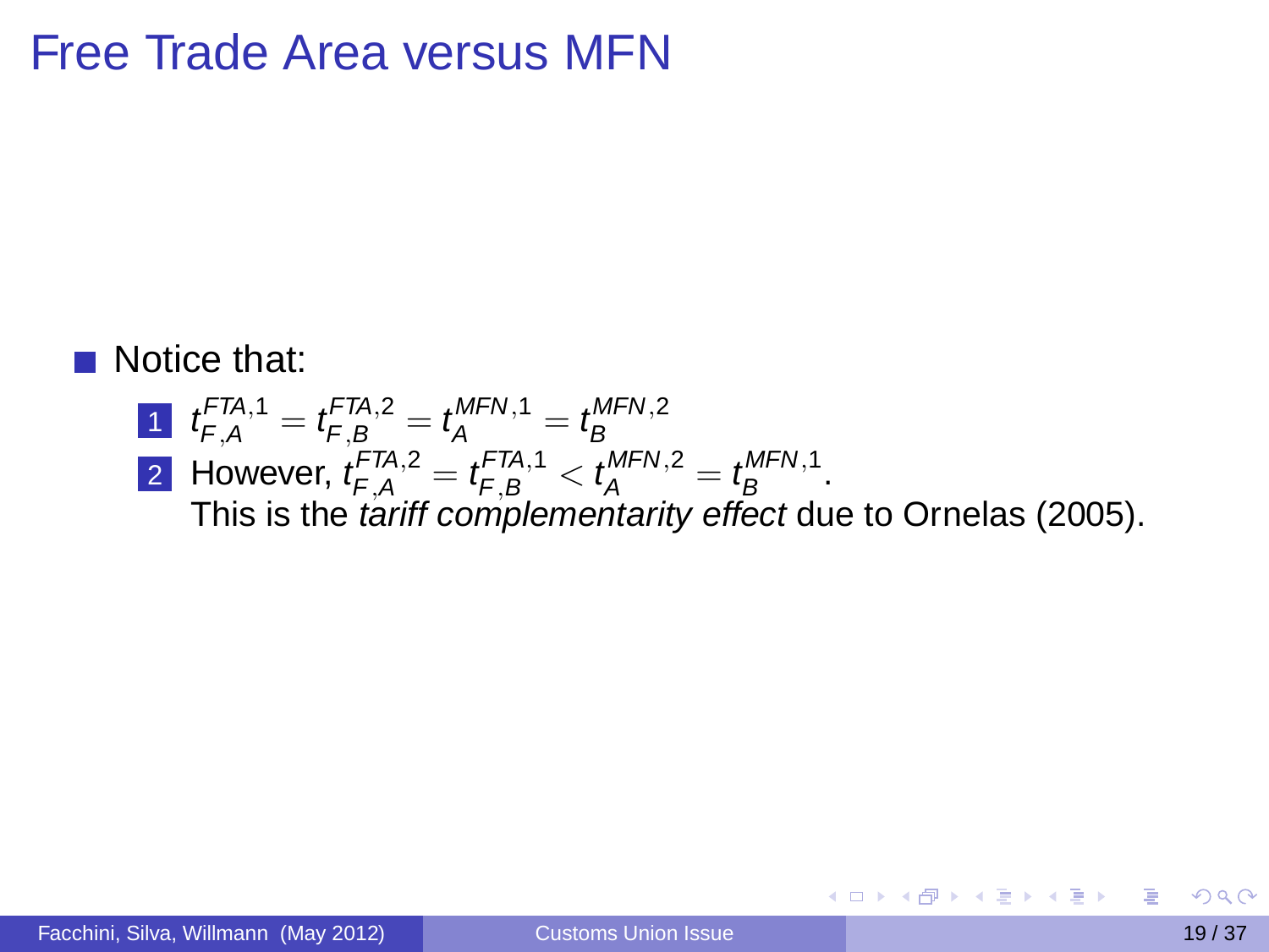# Free Trade Area versus MFN

- Notice that:
  1. $t_{F,A}^{FTA,1} = t_{F,B}^{FTA,2} = t_{A}^{MFN,1} = t_{B}^{MFN,2}$
  2. However, $t_{F,A}^{FTA,2} = t_{F,B}^{FTA,1} < t_{A}^{MFN,2} = t_{B}^{MFN,1}$.
     This is the *tariff complementarity effect* due to Ornelas (2005).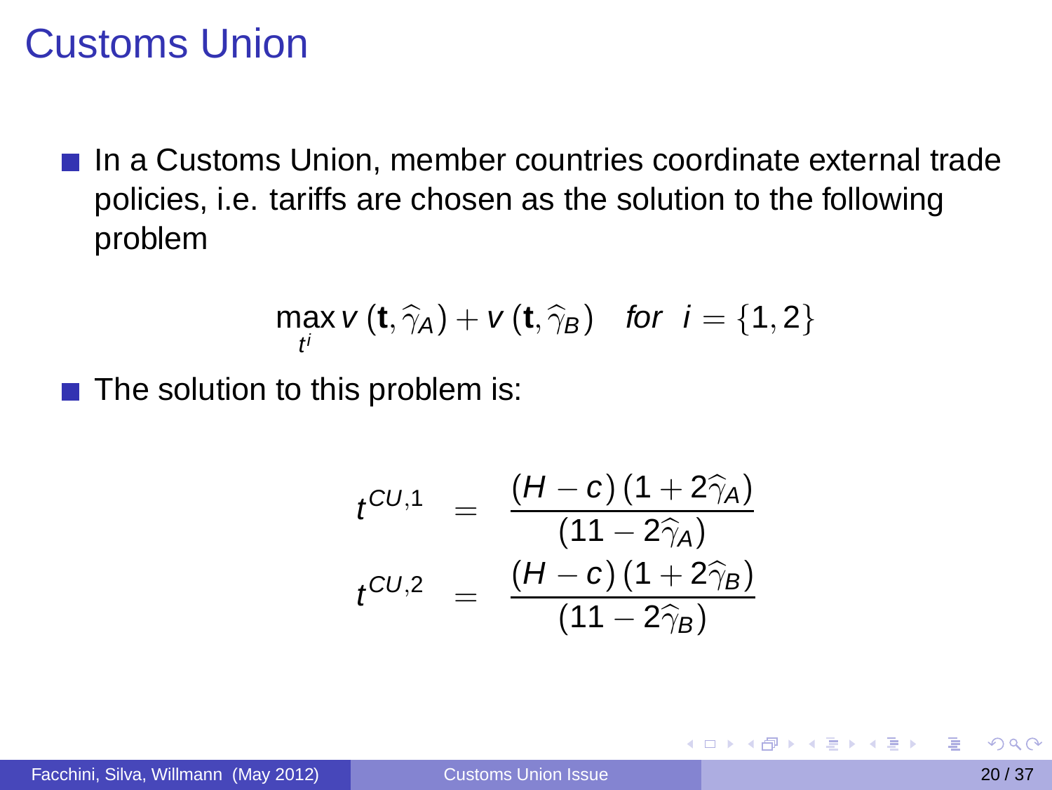# Customs Union

- In a Customs Union, member countries coordinate external trade policies, i.e. tariffs are chosen as the solution to the following problem

$$\max_{t^i} v\left(\mathbf{t}, \widehat{\gamma}_A\right) + v\left(\mathbf{t}, \widehat{\gamma}_B\right) \quad \textit{for} \;\; i = \{1, 2\}$$

- The solution to this problem is:

$$
\begin{aligned}
t^{CU,1} &= \frac{(H - c)\left(1 + 2\widehat{\gamma}_A\right)}{\left(11 - 2\widehat{\gamma}_A\right)} \\
t^{CU,2} &= \frac{(H - c)\left(1 + 2\widehat{\gamma}_B\right)}{\left(11 - 2\widehat{\gamma}_B\right)}
\end{aligned}
$$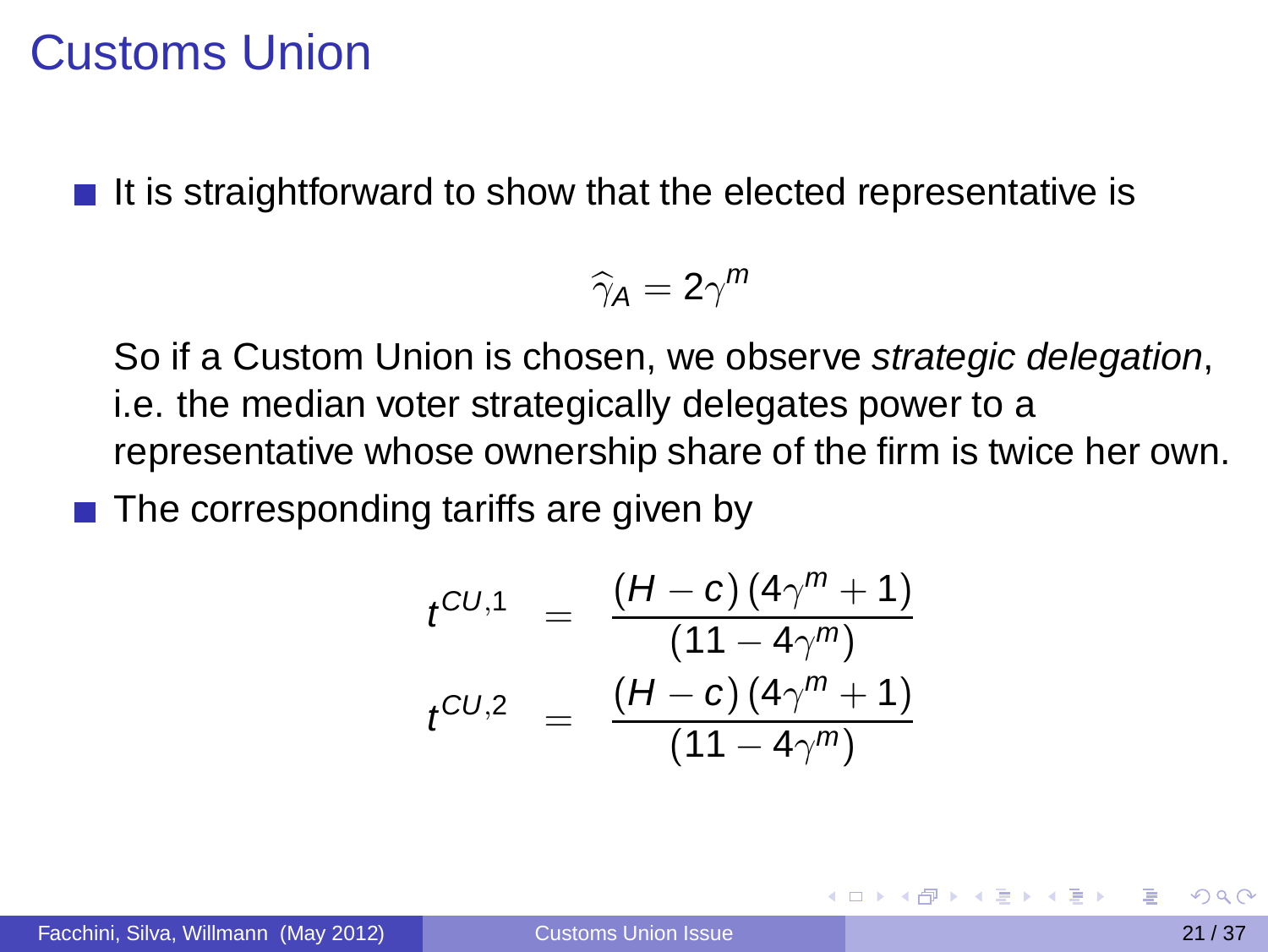# Customs Union

- It is straightforward to show that the elected representative is

$$\widehat{\gamma}_A = 2\gamma^m$$

So if a Custom Union is chosen, we observe *strategic delegation*, i.e. the median voter strategically delegates power to a representative whose ownership share of the firm is twice her own.

- The corresponding tariffs are given by

$$
\begin{aligned}
t^{CU,1} &= \frac{(H-c)(4\gamma^m+1)}{(11-4\gamma^m)} \\
t^{CU,2} &= \frac{(H-c)(4\gamma^m+1)}{(11-4\gamma^m)}
\end{aligned}
$$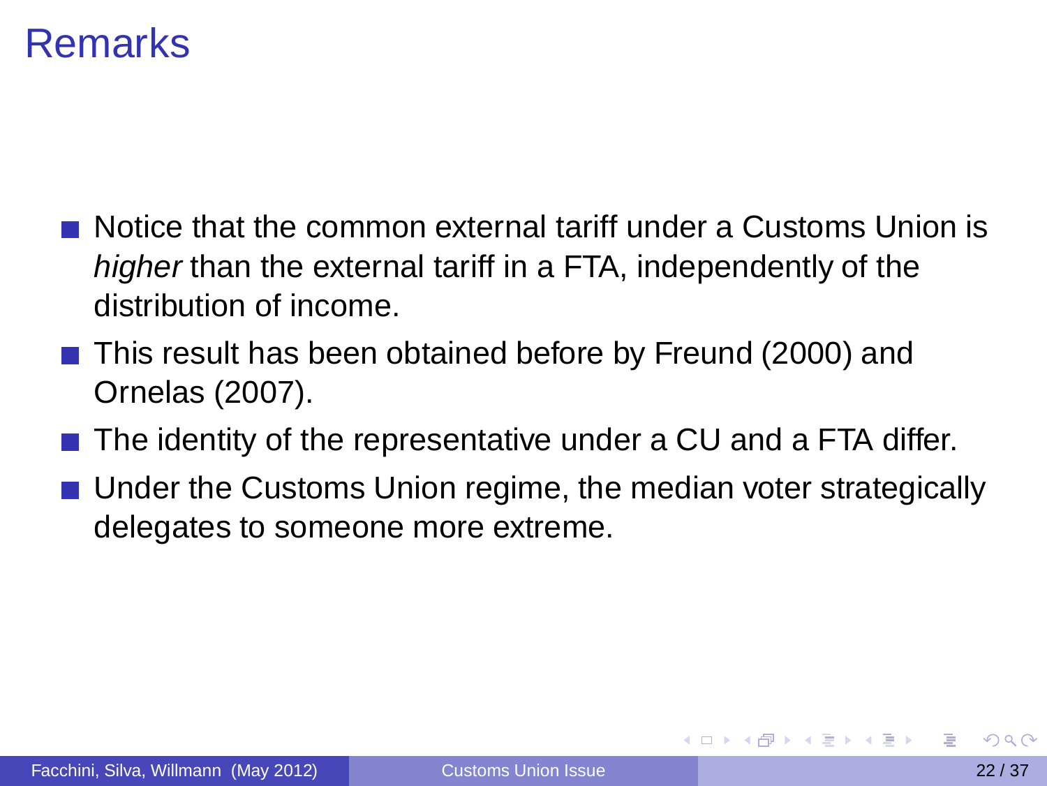# Remarks

- Notice that the common external tariff under a Customs Union is *higher* than the external tariff in a FTA, independently of the distribution of income.
- This result has been obtained before by Freund (2000) and Ornelas (2007).
- The identity of the representative under a CU and a FTA differ.
- Under the Customs Union regime, the median voter strategically delegates to someone more extreme.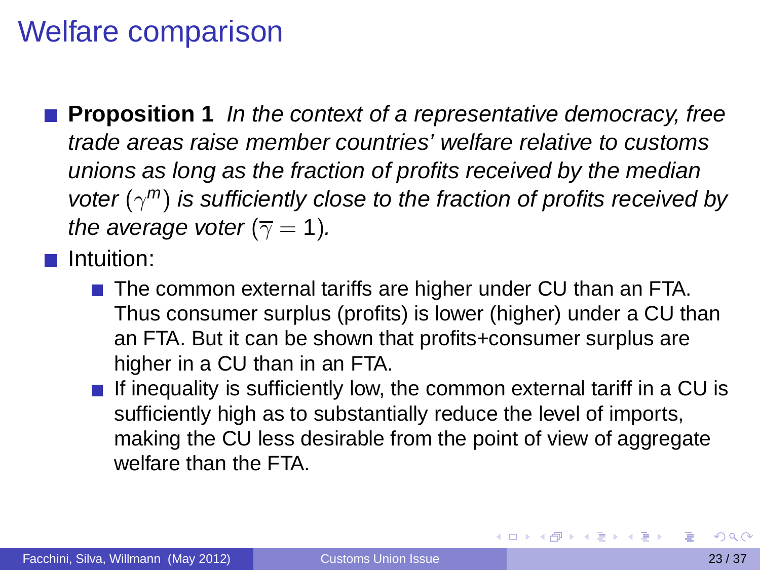# Welfare comparison

- **Proposition 1** *In the context of a representative democracy, free trade areas raise member countries' welfare relative to customs unions as long as the fraction of profits received by the median voter ($\gamma^m$) is sufficiently close to the fraction of profits received by the average voter ($\overline{\gamma} = 1$).*
- Intuition:
  - The common external tariffs are higher under CU than an FTA. Thus consumer surplus (profits) is lower (higher) under a CU than an FTA. But it can be shown that profits+consumer surplus are higher in a CU than in an FTA.
  - If inequality is sufficiently low, the common external tariff in a CU is sufficiently high as to substantially reduce the level of imports, making the CU less desirable from the point of view of aggregate welfare than the FTA.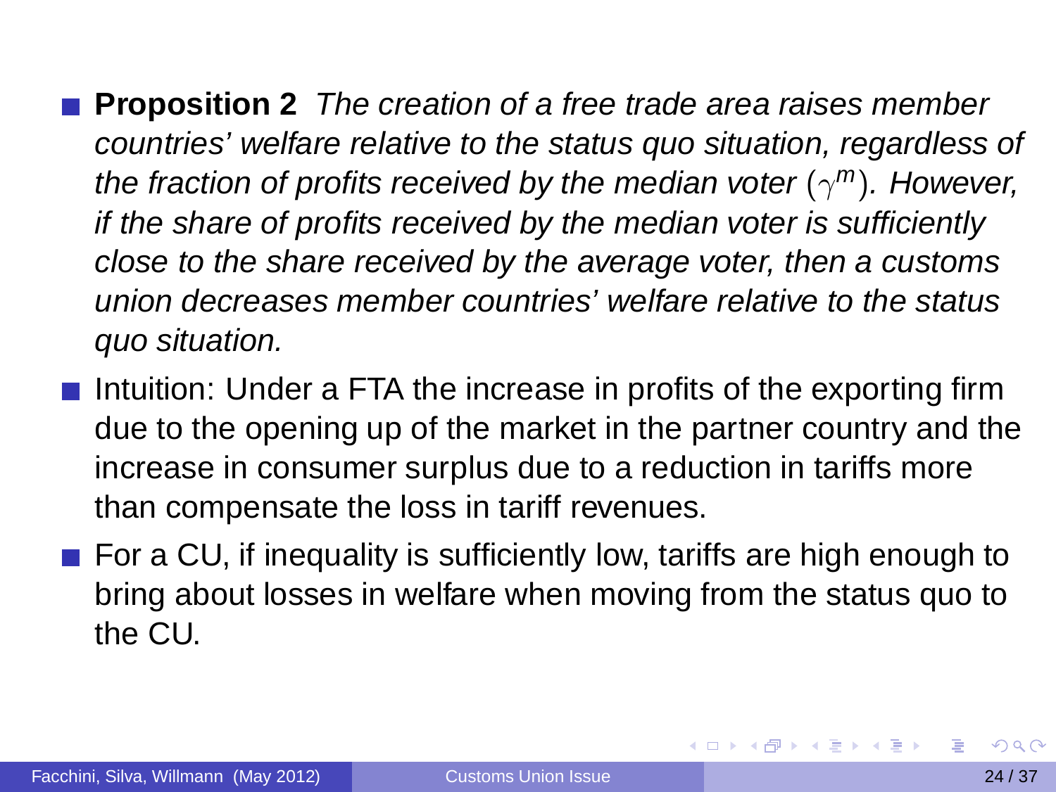- **Proposition 2** *The creation of a free trade area raises member countries' welfare relative to the status quo situation, regardless of the fraction of profits received by the median voter ($\gamma^m$). However, if the share of profits received by the median voter is sufficiently close to the share received by the average voter, then a customs union decreases member countries' welfare relative to the status quo situation.*
- Intuition: Under a FTA the increase in profits of the exporting firm due to the opening up of the market in the partner country and the increase in consumer surplus due to a reduction in tariffs more than compensate the loss in tariff revenues.
- For a CU, if inequality is sufficiently low, tariffs are high enough to bring about losses in welfare when moving from the status quo to the CU.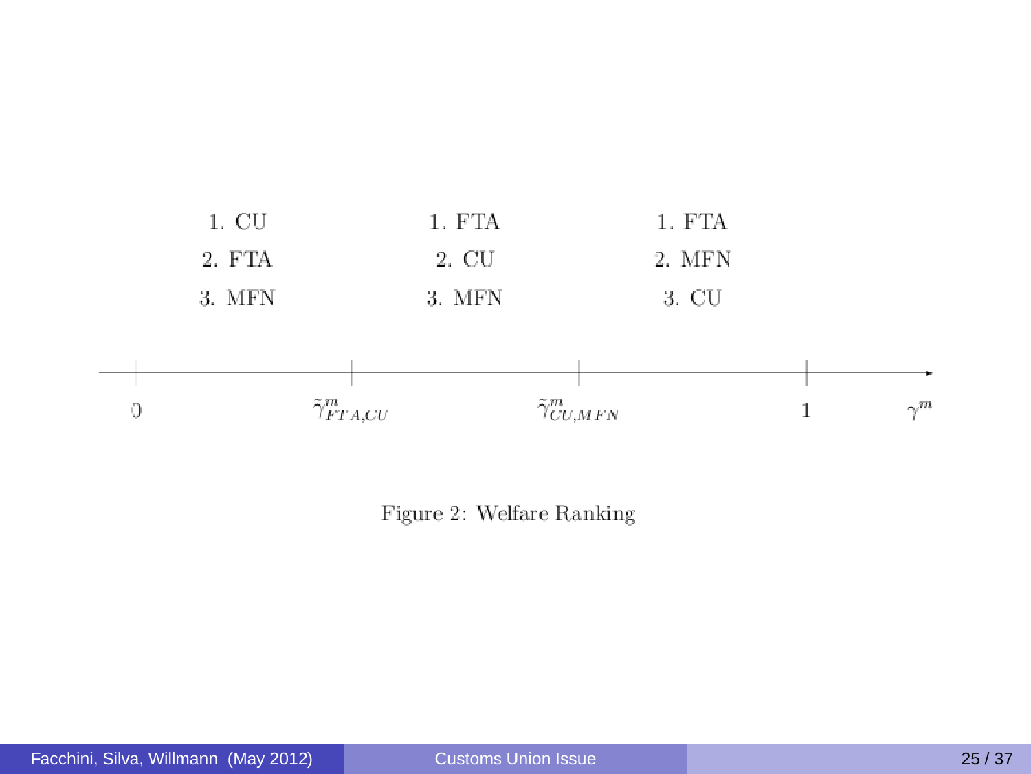| $0$ – $\tilde{\gamma}^m_{FTA,CU}$ | $\tilde{\gamma}^m_{FTA,CU}$ – $\tilde{\gamma}^m_{CU,MFN}$ | $\tilde{\gamma}^m_{CU,MFN}$ – $1$ |
|---|---|---|
| 1. CU | 1. FTA | 1. FTA |
| 2. FTA | 2. CU | 2. MFN |
| 3. MFN | 3. MFN | 3. CU |

Axis: $\gamma^m$ (marked points: $0$, $\tilde{\gamma}^m_{FTA,CU}$, $\tilde{\gamma}^m_{CU,MFN}$, $1$)

Figure 2: Welfare Ranking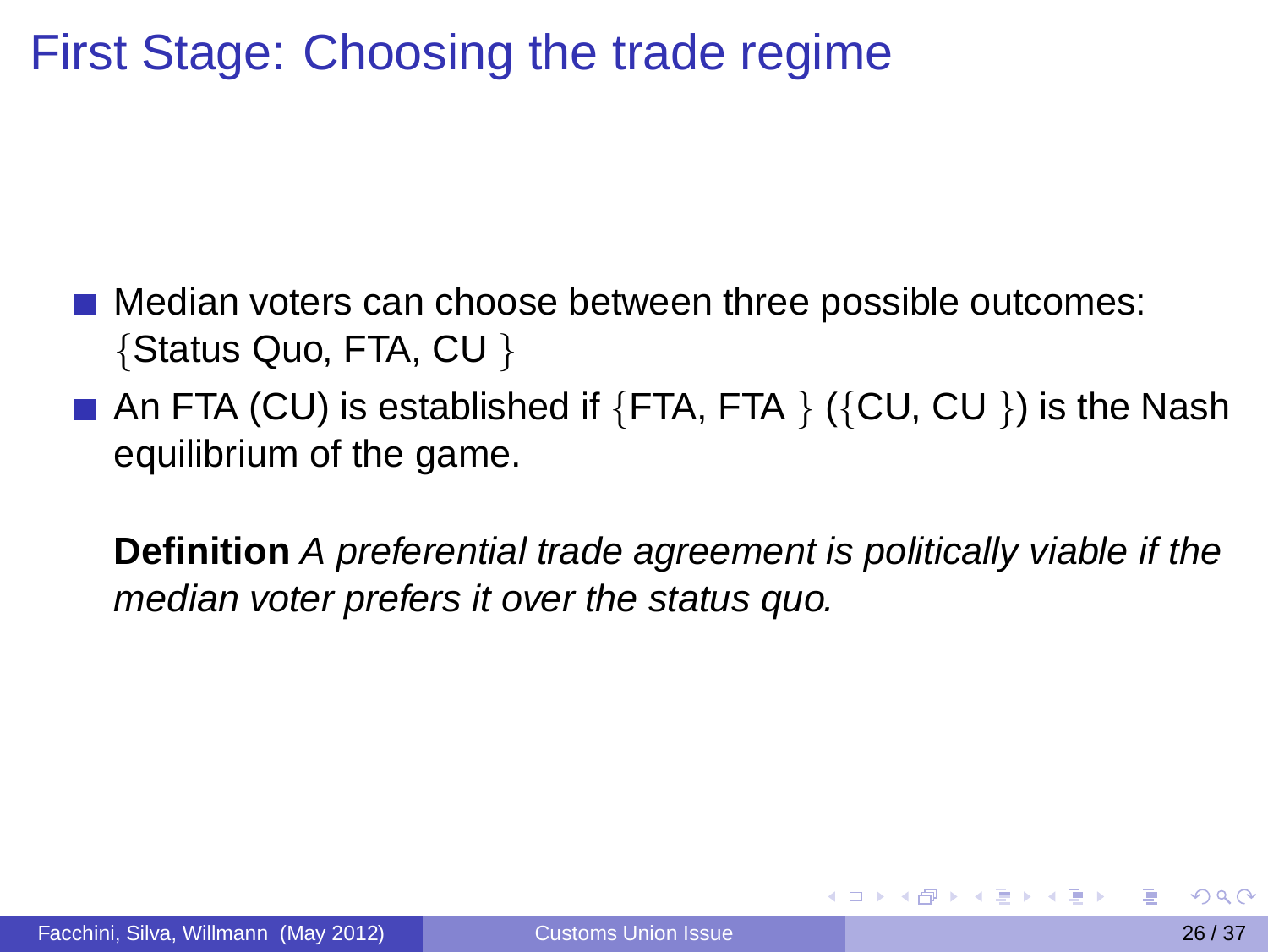# First Stage: Choosing the trade regime

- Median voters can choose between three possible outcomes: {Status Quo, FTA, CU }
- An FTA (CU) is established if {FTA, FTA } ({CU, CU }) is the Nash equilibrium of the game.

**Definition** *A preferential trade agreement is politically viable if the median voter prefers it over the status quo.*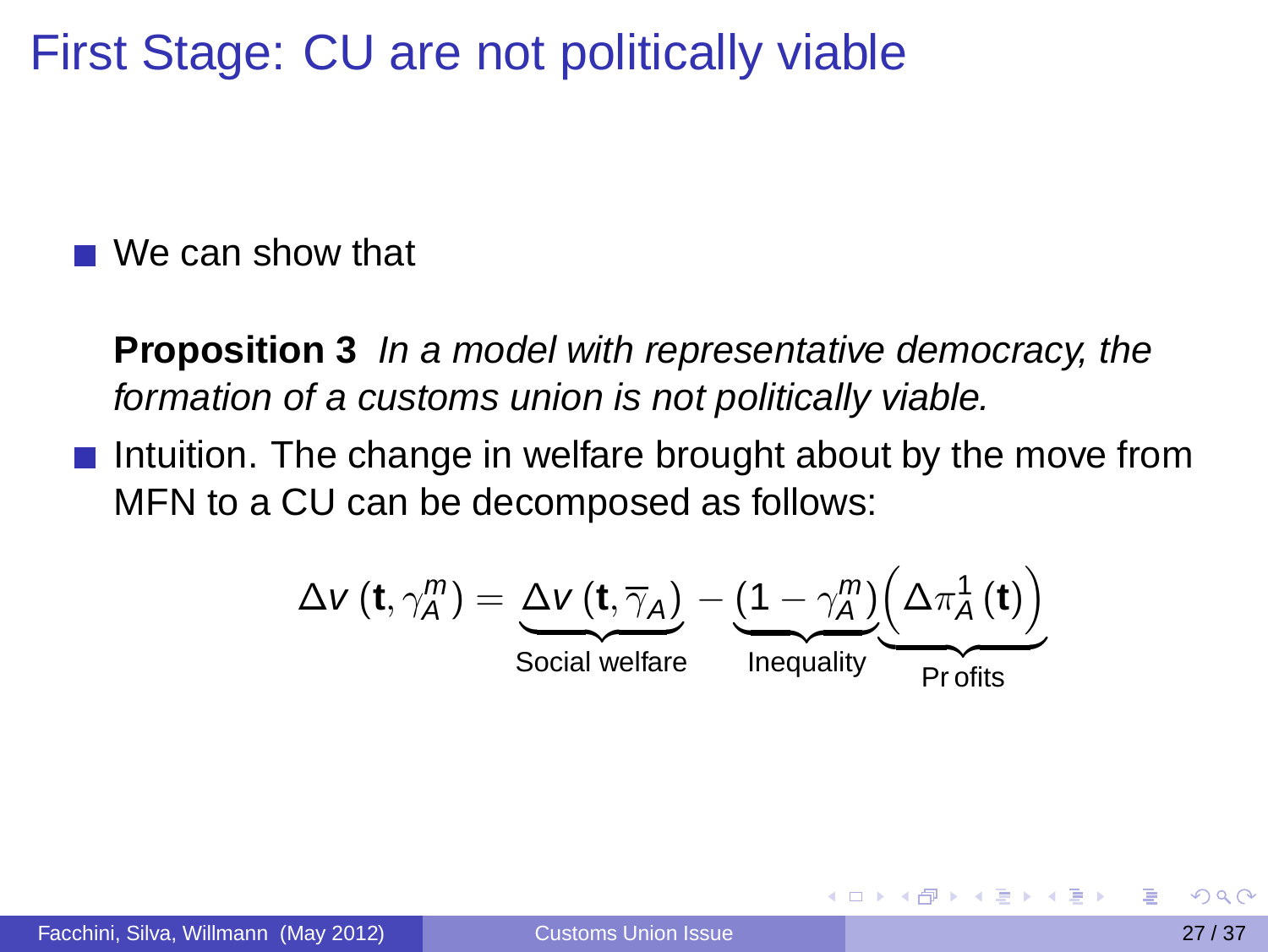# First Stage: CU are not politically viable

- We can show that

  **Proposition 3** *In a model with representative democracy, the formation of a customs union is not politically viable.*

- Intuition. The change in welfare brought about by the move from MFN to a CU can be decomposed as follows:

$$\Delta v\left(\mathbf{t}, \gamma_A^m\right) = \underbrace{\Delta v\left(\mathbf{t}, \overline{\gamma}_A\right)}_{\text{Social welfare}} - \underbrace{\left(1 - \gamma_A^m\right)}_{\text{Inequality}} \underbrace{\left(\Delta \pi_A^1\left(\mathbf{t}\right)\right)}_{\text{Profits}}$$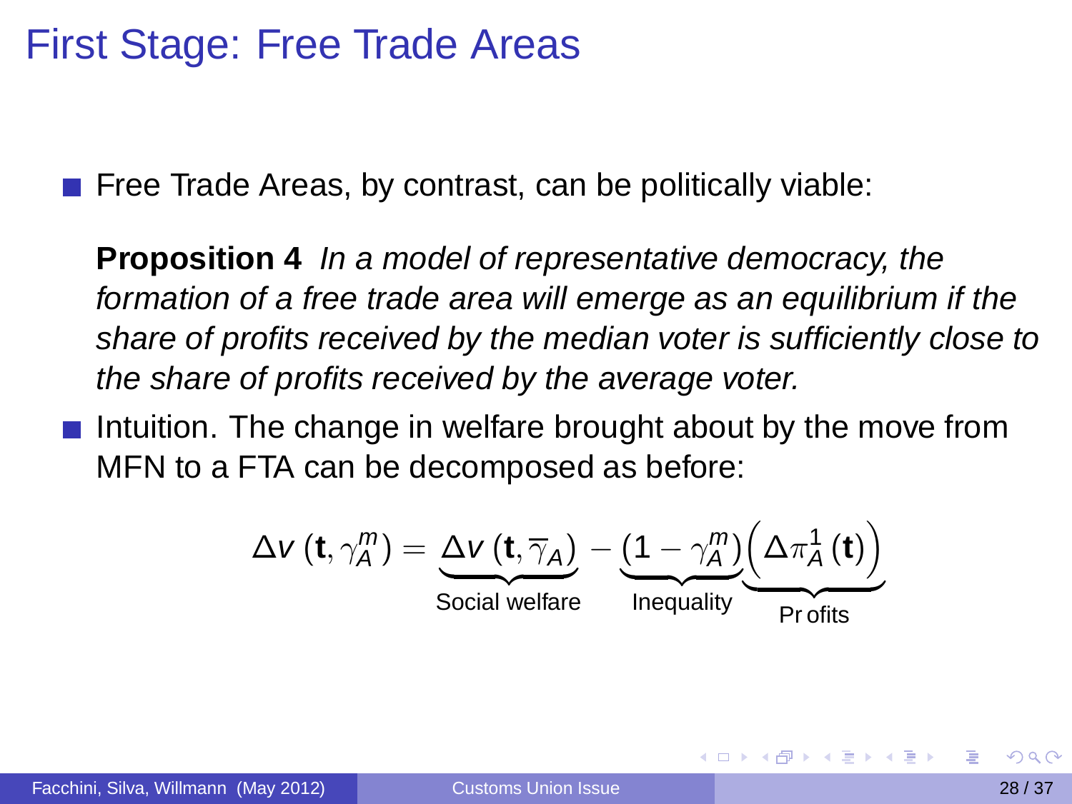# First Stage: Free Trade Areas

- Free Trade Areas, by contrast, can be politically viable:

  **Proposition 4** *In a model of representative democracy, the formation of a free trade area will emerge as an equilibrium if the share of profits received by the median voter is sufficiently close to the share of profits received by the average voter.*

- Intuition. The change in welfare brought about by the move from MFN to a FTA can be decomposed as before:

$$\Delta v\left(\mathbf{t}, \gamma_A^m\right) = \underbrace{\Delta v\left(\mathbf{t}, \overline{\gamma}_A\right)}_{\text{Social welfare}} - \underbrace{\left(1 - \gamma_A^m\right)}_{\text{Inequality}} \underbrace{\left(\Delta \pi_A^1\left(\mathbf{t}\right)\right)}_{\text{Profits}}$$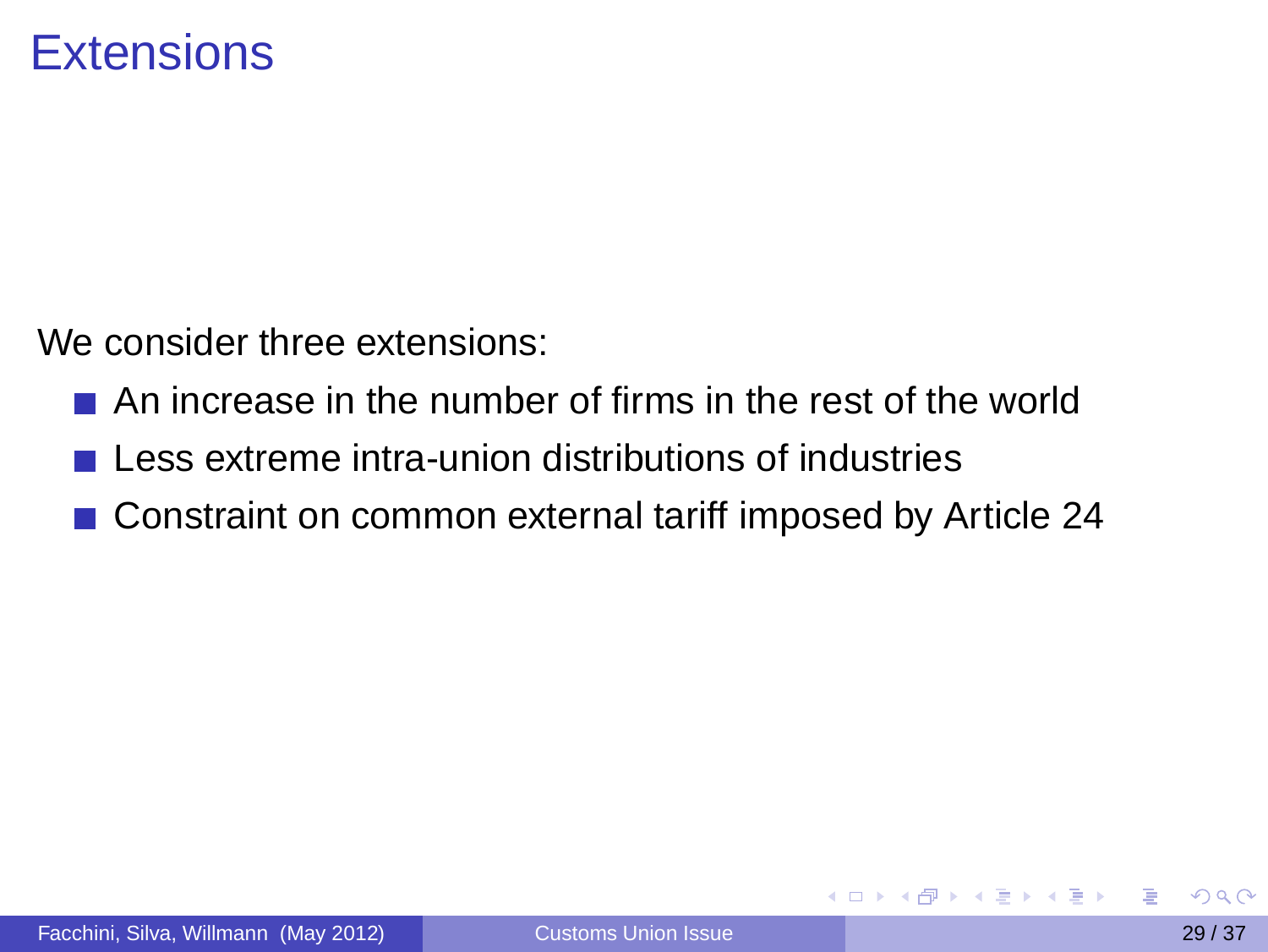# Extensions

We consider three extensions:

- An increase in the number of firms in the rest of the world
- Less extreme intra-union distributions of industries
- Constraint on common external tariff imposed by Article 24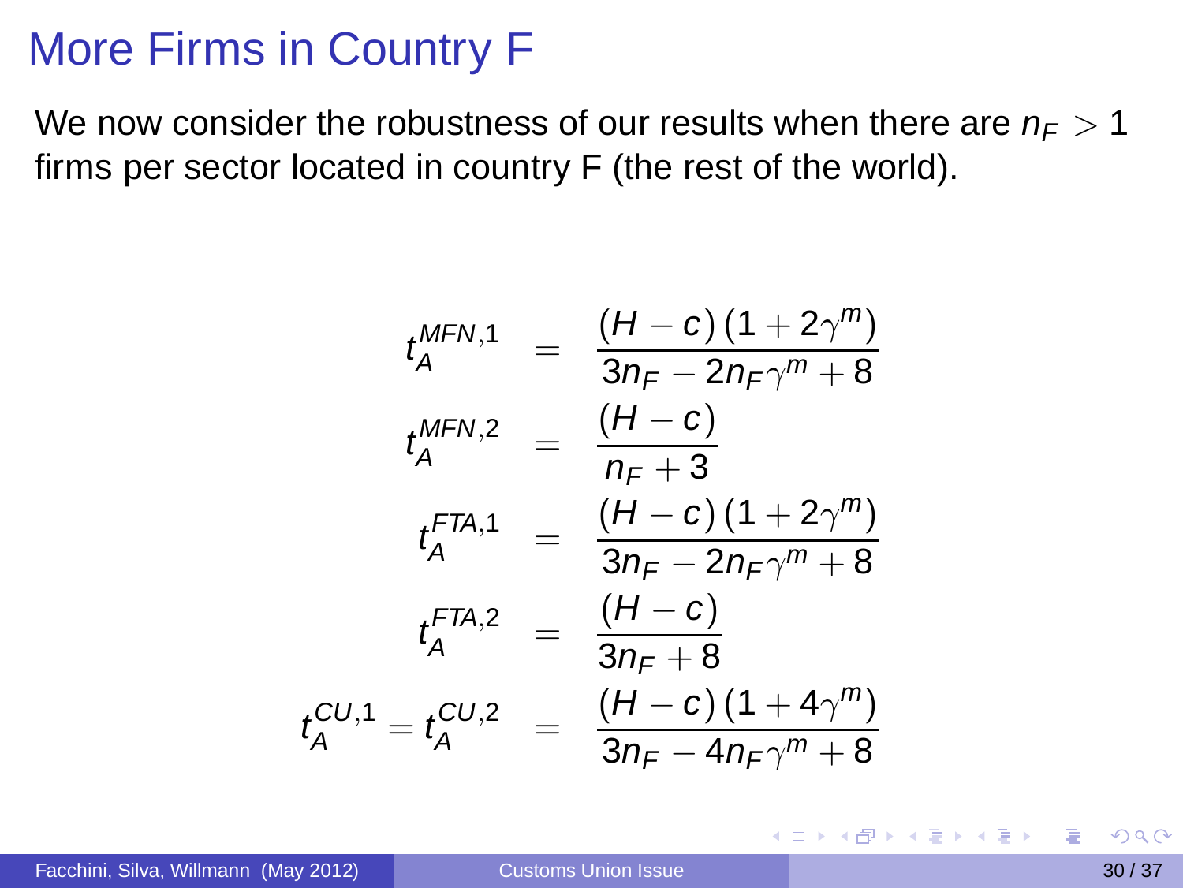# More Firms in Country F

We now consider the robustness of our results when there are $n_F > 1$ firms per sector located in country F (the rest of the world).

$$
\begin{aligned}
t_A^{MFN,1} &= \frac{(H-c)(1+2\gamma^m)}{3n_F - 2n_F\gamma^m + 8} \\
t_A^{MFN,2} &= \frac{(H-c)}{n_F + 3} \\
t_A^{FTA,1} &= \frac{(H-c)(1+2\gamma^m)}{3n_F - 2n_F\gamma^m + 8} \\
t_A^{FTA,2} &= \frac{(H-c)}{3n_F + 8} \\
t_A^{CU,1} = t_A^{CU,2} &= \frac{(H-c)(1+4\gamma^m)}{3n_F - 4n_F\gamma^m + 8}
\end{aligned}
$$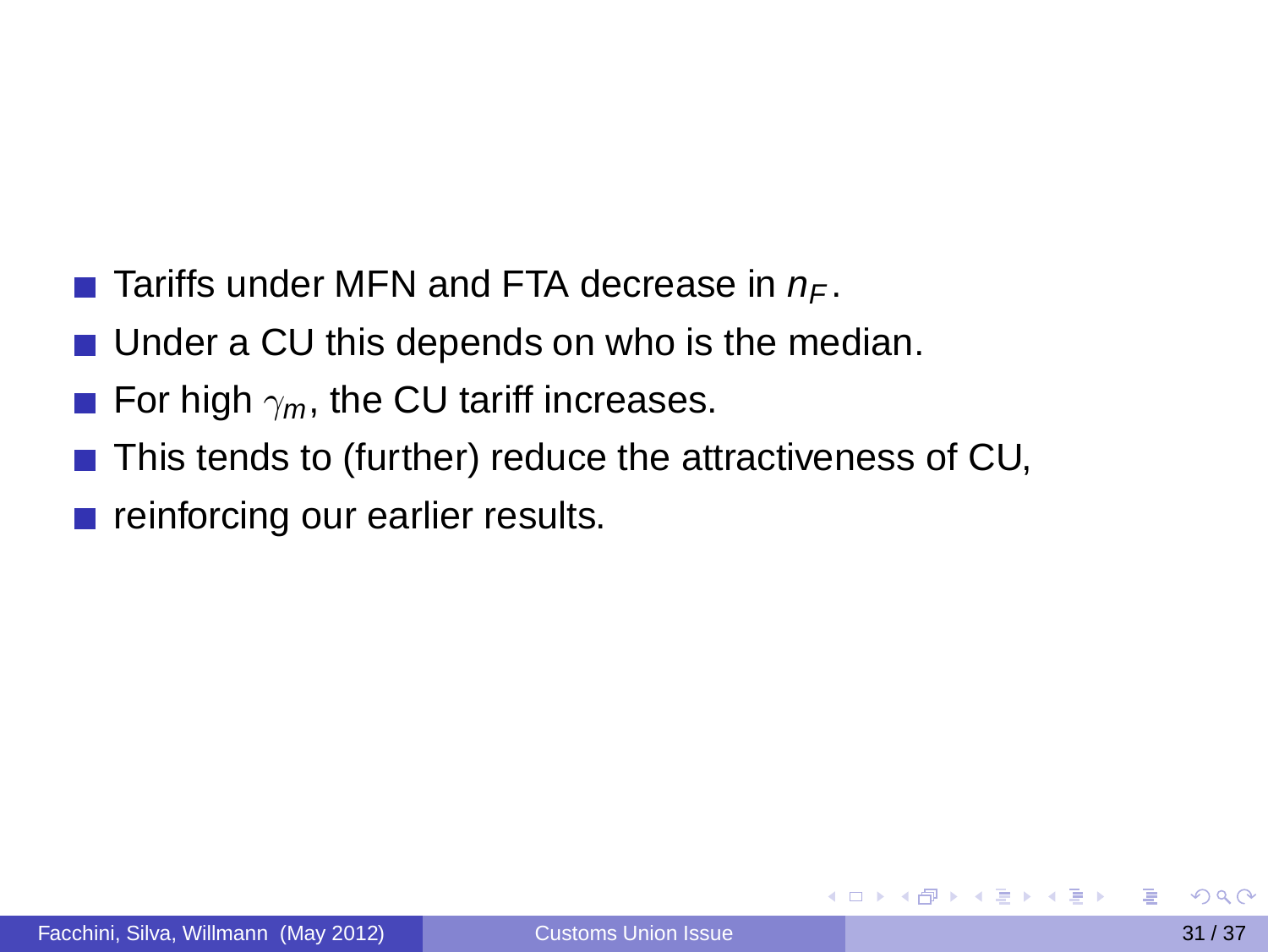- Tariffs under MFN and FTA decrease in $n_F$.
- Under a CU this depends on who is the median.
- For high $\gamma_m$, the CU tariff increases.
- This tends to (further) reduce the attractiveness of CU,
- reinforcing our earlier results.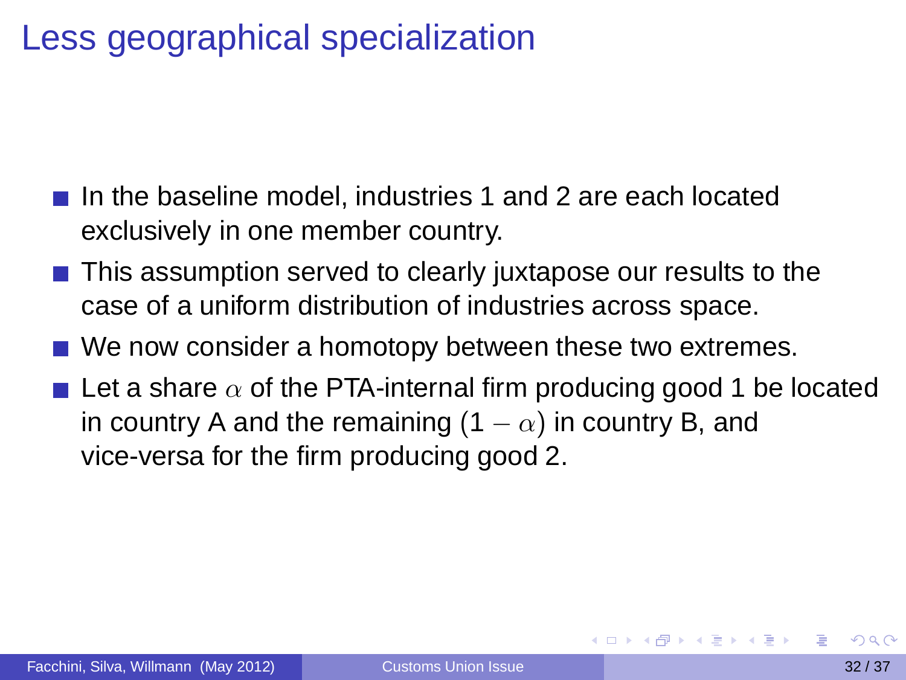# Less geographical specialization

- In the baseline model, industries 1 and 2 are each located exclusively in one member country.
- This assumption served to clearly juxtapose our results to the case of a uniform distribution of industries across space.
- We now consider a homotopy between these two extremes.
- Let a share $\alpha$ of the PTA-internal firm producing good 1 be located in country A and the remaining $(1 - \alpha)$ in country B, and vice-versa for the firm producing good 2.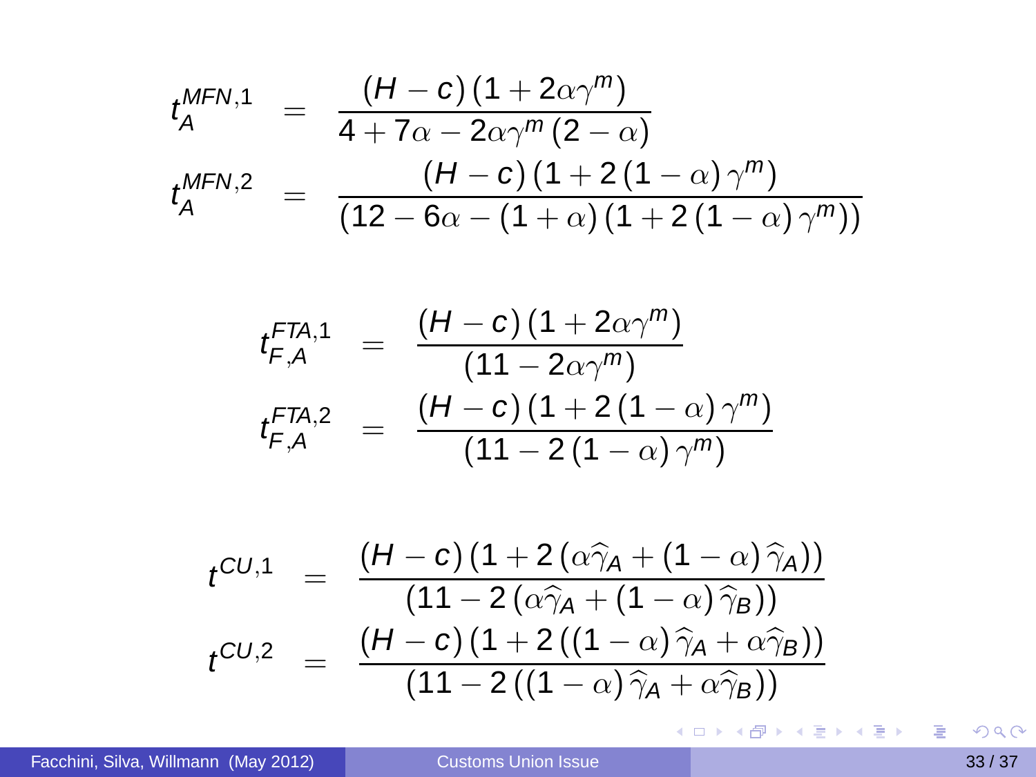$$
\begin{aligned}
t_A^{MFN,1} &= \frac{(H-c)\left(1+2\alpha\gamma^m\right)}{4+7\alpha-2\alpha\gamma^m\left(2-\alpha\right)} \\
t_A^{MFN,2} &= \frac{(H-c)\left(1+2\left(1-\alpha\right)\gamma^m\right)}{\left(12-6\alpha-\left(1+\alpha\right)\left(1+2\left(1-\alpha\right)\gamma^m\right)\right)}
\end{aligned}
$$

$$
\begin{aligned}
t_{F,A}^{FTA,1} &= \frac{(H-c)\left(1+2\alpha\gamma^m\right)}{\left(11-2\alpha\gamma^m\right)} \\
t_{F,A}^{FTA,2} &= \frac{(H-c)\left(1+2\left(1-\alpha\right)\gamma^m\right)}{\left(11-2\left(1-\alpha\right)\gamma^m\right)}
\end{aligned}
$$

$$
\begin{aligned}
t^{CU,1} &= \frac{(H-c)\left(1+2\left(\alpha\widehat{\gamma}_A+\left(1-\alpha\right)\widehat{\gamma}_A\right)\right)}{\left(11-2\left(\alpha\widehat{\gamma}_A+\left(1-\alpha\right)\widehat{\gamma}_B\right)\right)} \\
t^{CU,2} &= \frac{(H-c)\left(1+2\left(\left(1-\alpha\right)\widehat{\gamma}_A+\alpha\widehat{\gamma}_B\right)\right)}{\left(11-2\left(\left(1-\alpha\right)\widehat{\gamma}_A+\alpha\widehat{\gamma}_B\right)\right)}
\end{aligned}
$$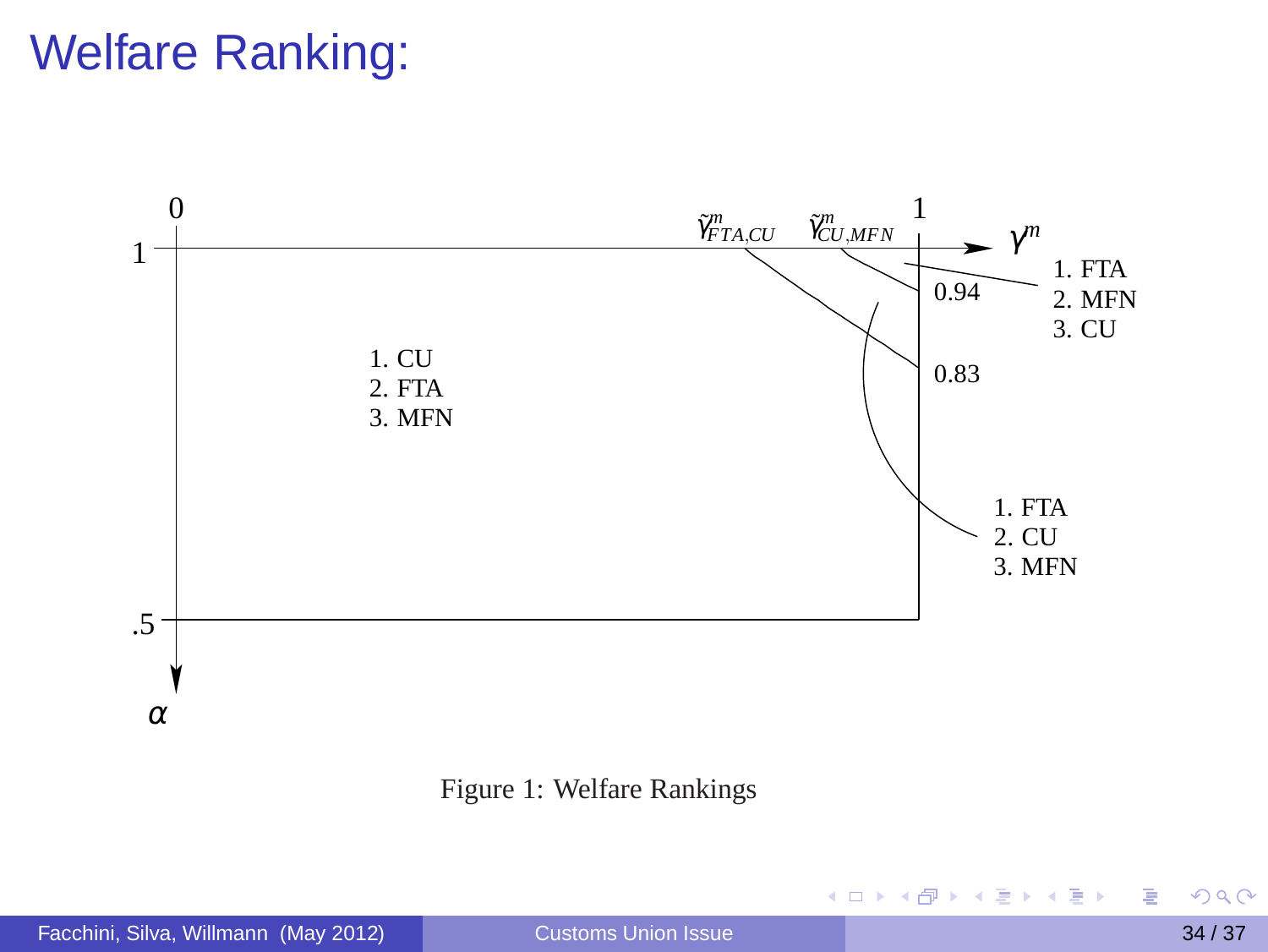# Welfare Ranking:

0 &nbsp;&nbsp;&nbsp; $\tilde{\gamma}^m_{FTA,CU}$ &nbsp;&nbsp;&nbsp; $\tilde{\gamma}^m_{CU,MFN}$ &nbsp;&nbsp;&nbsp; 1 &nbsp;&nbsp;&nbsp; $\gamma^m$

1

0.94

0.83

.5

$\alpha$

1. CU
2. FTA
3. MFN

1. FTA
2. MFN
3. CU

1. FTA
2. CU
3. MFN

Figure 1: Welfare Rankings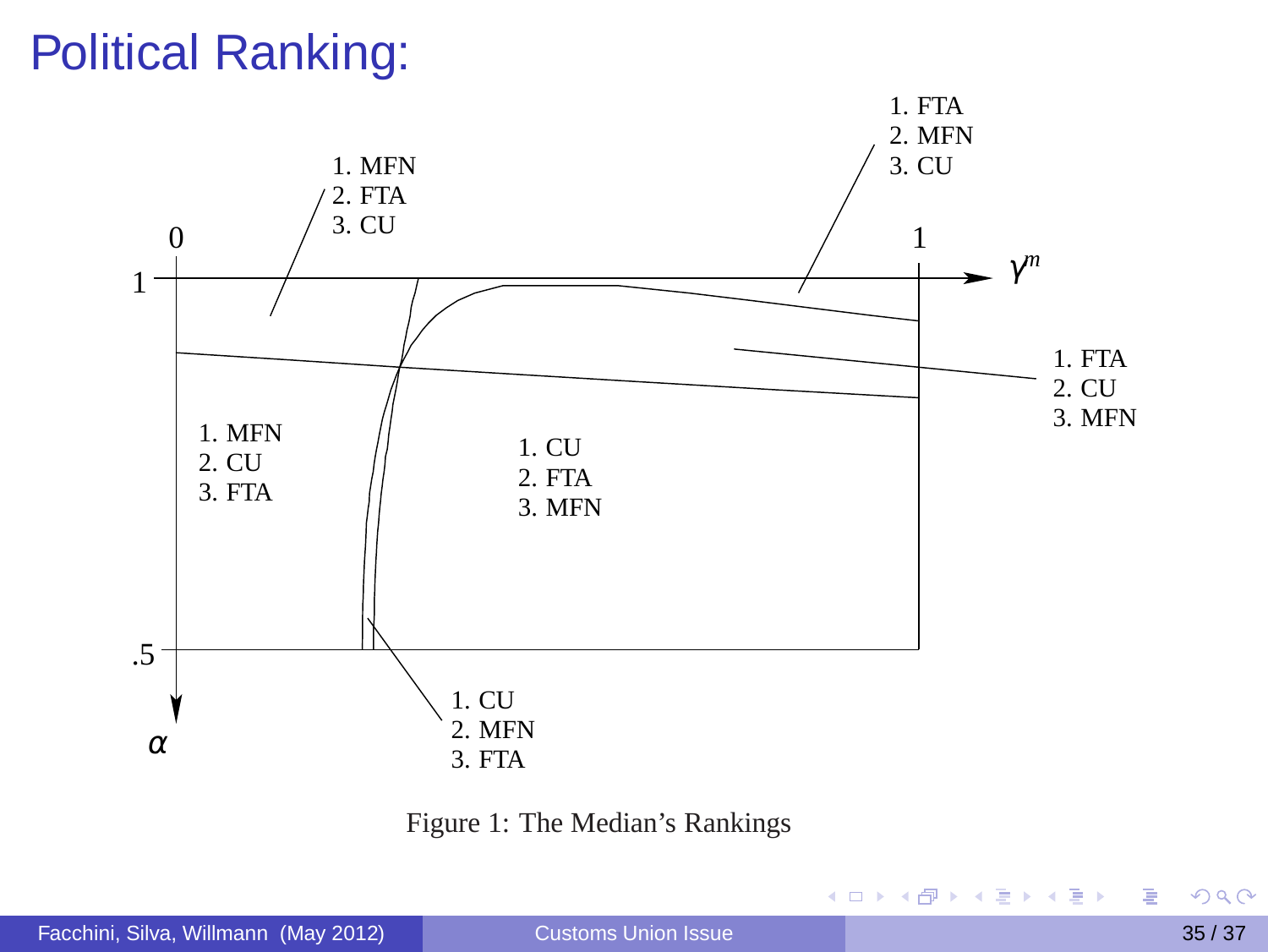# Political Ranking:

0 1 $\gamma^m$

1 .5 $\alpha$

1. MFN
2. FTA
3. CU

1. FTA
2. MFN
3. CU

1. FTA
2. CU
3. MFN

1. MFN
2. CU
3. FTA

1. CU
2. FTA
3. MFN

1. CU
2. MFN
3. FTA

Figure 1: The Median's Rankings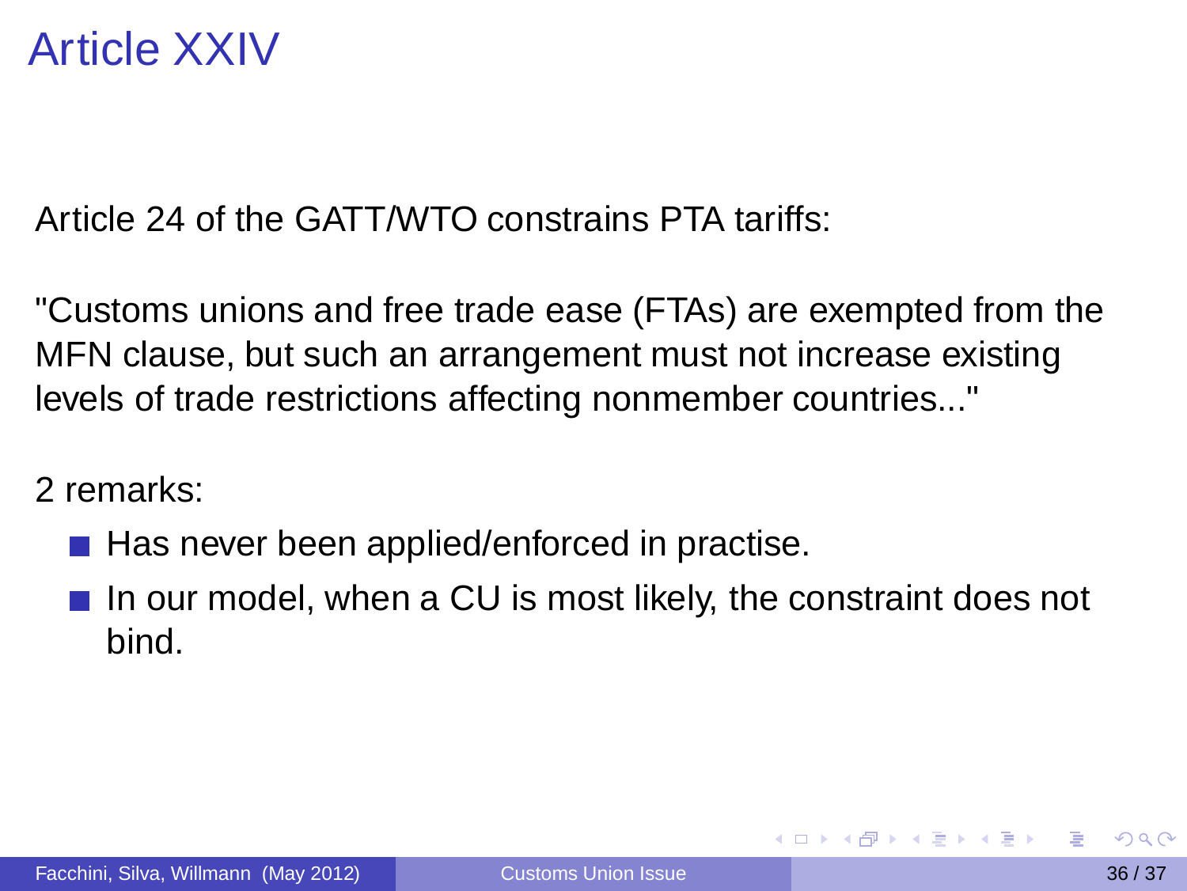# Article XXIV

Article 24 of the GATT/WTO constrains PTA tariffs:

"Customs unions and free trade ease (FTAs) are exempted from the MFN clause, but such an arrangement must not increase existing levels of trade restrictions affecting nonmember countries..."

2 remarks:

- Has never been applied/enforced in practise.
- In our model, when a CU is most likely, the constraint does not bind.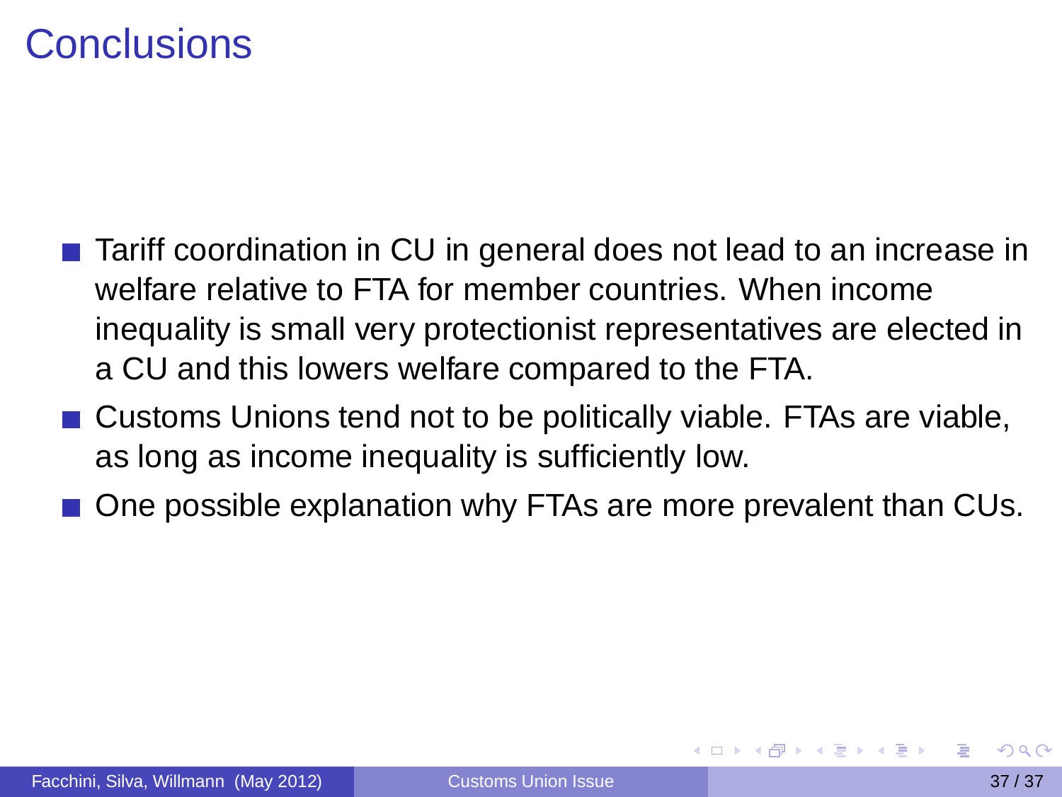# Conclusions

- Tariff coordination in CU in general does not lead to an increase in welfare relative to FTA for member countries. When income inequality is small very protectionist representatives are elected in a CU and this lowers welfare compared to the FTA.
- Customs Unions tend not to be politically viable. FTAs are viable, as long as income inequality is sufficiently low.
- One possible explanation why FTAs are more prevalent than CUs.